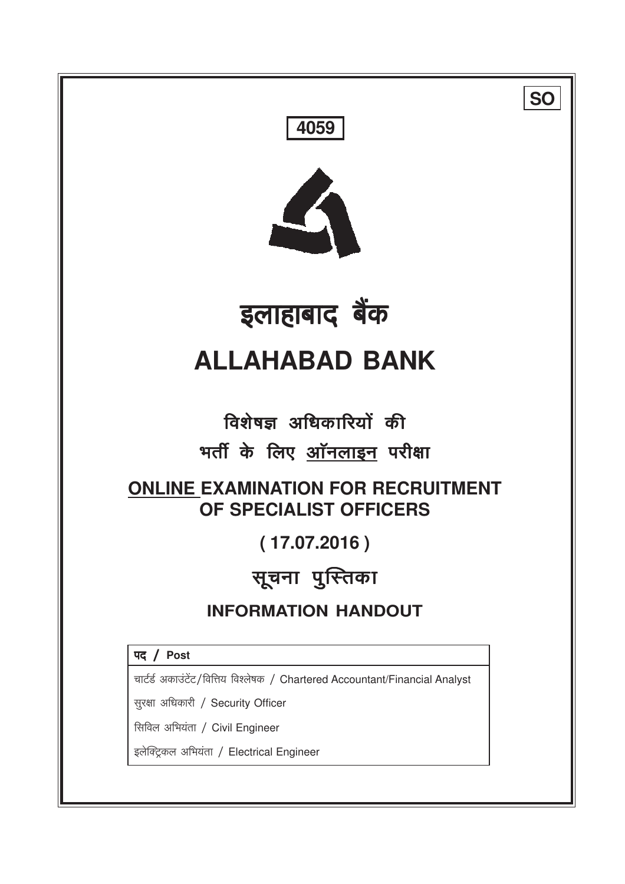**SO**

**4059**

# इलाहाबाद बैंक

# ALLAHABAD BANK

## विशेषज्ञ अधिकारियों की भर्ती के लिए ऑनलाइन परीक्षा

## ONLINE EXAMINATION FOR RECRUITMENT OF SPECIALIST OFFICERS

**( 17.07.2016 )**

## सूचना पुस्तिका

## INFORMATION HANDOUT

| पद / Post |
| --- |
| चार्टर्ड अकाउंटेंट/वित्तिय विश्लेषक / Chartered Accountant/Financial Analyst |
| सुरक्षा अधिकारी / Security Officer |
| सिविल अभियंता / Civil Engineer |
| इलेक्ट्रिकल अभियंता / Electrical Engineer |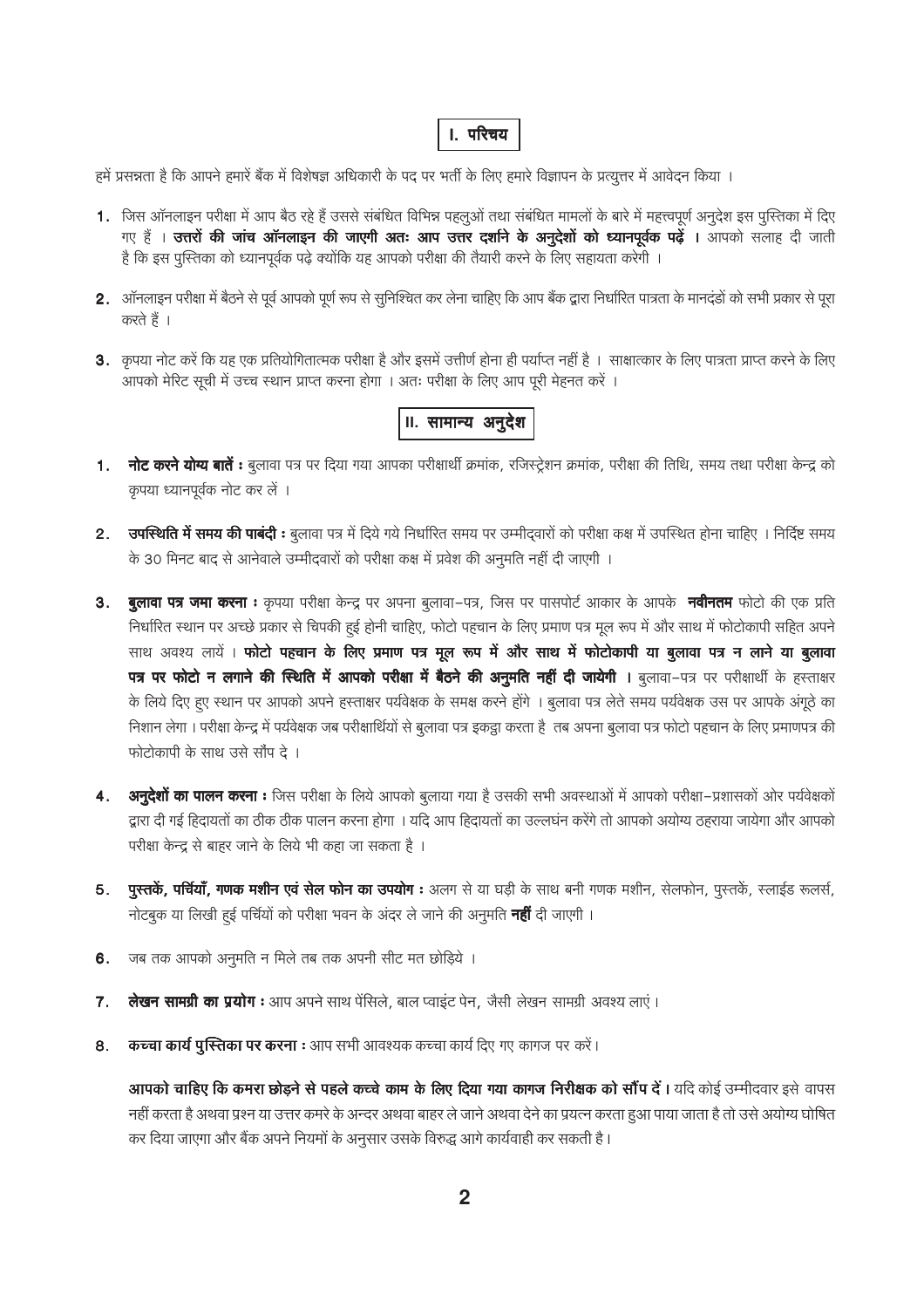## I. परिचय

हमें प्रसन्नता है कि आपने हमारें बैंक में विशेषज्ञ अधिकारी के पद पर भर्ती के लिए हमारे विज्ञापन के प्रत्युत्तर में आवेदन किया ।

1. जिस ऑनलाइन परीक्षा में आप बैठ रहे हैं उससे संबंधित विभिन्न पहलुओं तथा संबंधित मामलों के बारे में महत्त्वपूर्ण अनुदेश इस पुस्तिका में दिए गए हैं । **उत्तरों की जांच ऑनलाइन की जाएगी अतः आप उत्तर दर्शाने के अनुदेशों को ध्यानपूर्वक पढ़ें ।** आपको सलाह दी जाती है कि इस पुस्तिका को ध्यानपूर्वक पढ़े क्योंकि यह आपको परीक्षा की तैयारी करने के लिए सहायता करेगी ।

2. ऑनलाइन परीक्षा में बैठने से पूर्व आपको पूर्ण रूप से सुनिश्चित कर लेना चाहिए कि आप बैंक द्वारा निर्धारित पात्रता के मानदंडों को सभी प्रकार से पूरा करते हैं ।

3. कृपया नोट करें कि यह एक प्रतियोगितात्मक परीक्षा है और इसमें उत्तीर्ण होना ही पर्याप्त नहीं है । साक्षात्कार के लिए पात्रता प्राप्त करने के लिए आपको मेरिट सूची में उच्च स्थान प्राप्त करना होगा । अतः परीक्षा के लिए आप पूरी मेहनत करें ।

## II. सामान्य अनुदेश

1. **नोट करने योग्य बातें :** बुलावा पत्र पर दिया गया आपका परीक्षार्थी क्रमांक, रजिस्ट्रेशन क्रमांक, परीक्षा की तिथि, समय तथा परीक्षा केन्द्र को कृपया ध्यानपूर्वक नोट कर लें ।

2. **उपस्थिति में समय की पाबंदी :** बुलावा पत्र में दिये गये निर्धारित समय पर उम्मीदवारों को परीक्षा कक्ष में उपस्थित होना चाहिए । निर्दिष्ट समय के 30 मिनट बाद से आनेवाले उम्मीदवारों को परीक्षा कक्ष में प्रवेश की अनुमति नहीं दी जाएगी ।

3. **बुलावा पत्र जमा करना :** कृपया परीक्षा केन्द्र पर अपना बुलावा–पत्र, जिस पर पासपोर्ट आकार के आपके **नवीनतम** फोटो की एक प्रति निर्धारित स्थान पर अच्छे प्रकार से चिपकी हुई होनी चाहिए, फोटो पहचान के लिए प्रमाण पत्र मूल रूप में और साथ में फोटोकापी सहित अपने साथ अवश्य लायें । **फोटो पहचान के लिए प्रमाण पत्र मूल रूप में और साथ में फोटोकापी या बुलावा पत्र न लाने या बुलावा पत्र पर फोटो न लगाने की स्थिति में आपको परीक्षा में बैठने की अनुमति नहीं दी जायेगी ।** बुलावा–पत्र पर परीक्षार्थी के हस्ताक्षर के लिये दिए हुए स्थान पर आपको अपने हस्ताक्षर पर्यवेक्षक के समक्ष करने होंगे । बुलावा पत्र लेते समय पर्यवेक्षक उस पर आपके अंगूठे का निशान लेगा । परीक्षा केन्द्र में पर्यवेक्षक जब परीक्षार्थियों से बुलावा पत्र इकट्ठा करता है तब अपना बुलावा पत्र फोटो पहचान के लिए प्रमाणपत्र की फोटोकापी के साथ उसे सौंप दे ।

4. **अनुदेशों का पालन करना :** जिस परीक्षा के लिये आपको बुलाया गया है उसकी सभी अवस्थाओं में आपको परीक्षा–प्रशासकों ओर पर्यवेक्षकों द्वारा दी गई हिदायतों का ठीक ठीक पालन करना होगा । यदि आप हिदायतों का उल्लघंन करेंगे तो आपको अयोग्य ठहराया जायेगा और आपको परीक्षा केन्द्र से बाहर जाने के लिये भी कहा जा सकता है ।

5. **पुस्तकें, पर्चियाँ, गणक मशीन एवं सेल फोन का उपयोग :** अलग से या घड़ी के साथ बनी गणक मशीन, सेलफोन, पुस्तकें, स्लाईड रूलर्स, नोटबुक या लिखी हुई पर्चियों को परीक्षा भवन के अंदर ले जाने की अनुमति **नहीं** दी जाएगी ।

6. जब तक आपको अनुमति न मिले तब तक अपनी सीट मत छोड़िये ।

7. **लेखन सामग्री का प्रयोग :** आप अपने साथ पेंसिले, बाल प्वाइंट पेन, जैसी लेखन सामग्री अवश्य लाएं ।

8. **कच्चा कार्य पुस्तिका पर करना :** आप सभी आवश्यक कच्चा कार्य दिए गए कागज पर करें।

   **आपको चाहिए कि कमरा छोड़ने से पहले कच्चे काम के लिए दिया गया कागज निरीक्षक को सौंप दें ।** यदि कोई उम्मीदवार इसे वापस नहीं करता है अथवा प्रश्न या उत्तर कमरे के अन्दर अथवा बाहर ले जाने अथवा देने का प्रयत्न करता हुआ पाया जाता है तो उसे अयोग्य घोषित कर दिया जाएगा और बैंक अपने नियमों के अनुसार उसके विरुद्ध आगे कार्यवाही कर सकती है।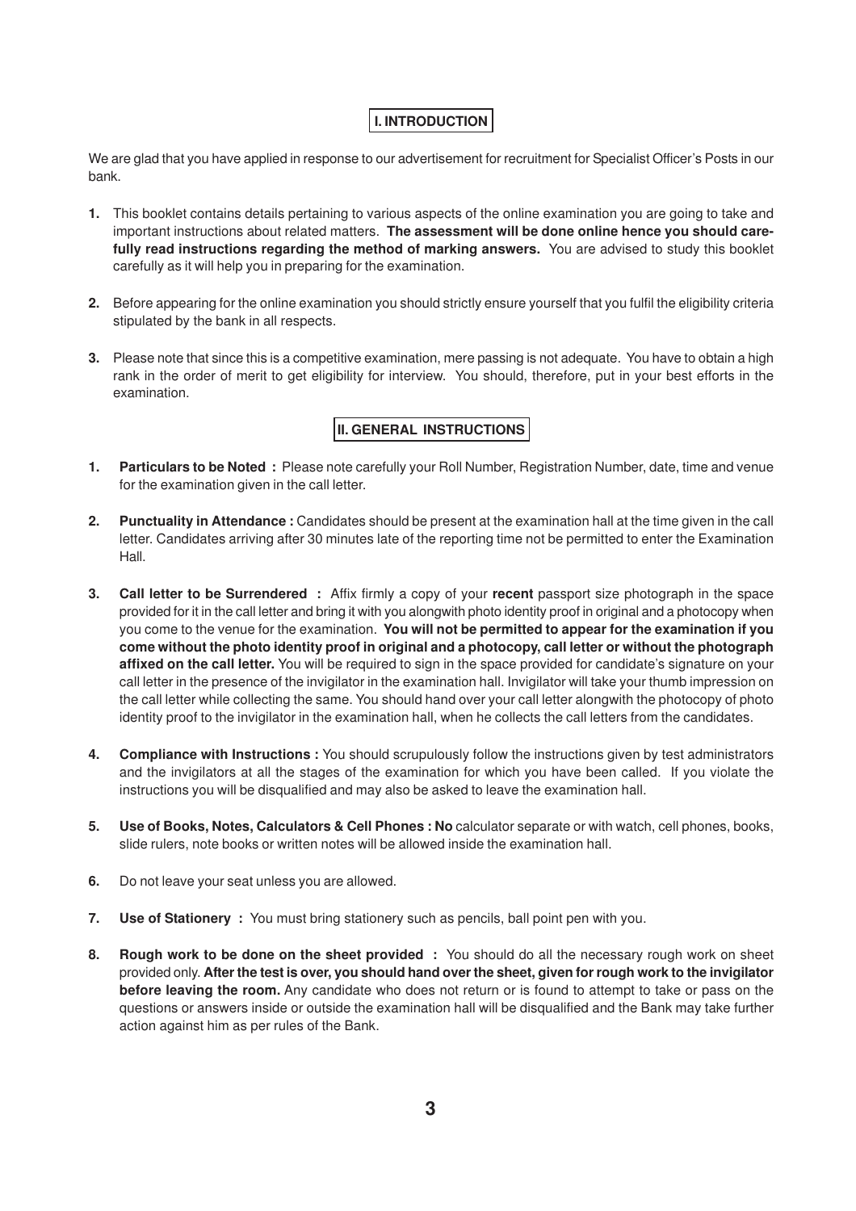## I. INTRODUCTION

We are glad that you have applied in response to our advertisement for recruitment for Specialist Officer's Posts in our bank.

1. This booklet contains details pertaining to various aspects of the online examination you are going to take and important instructions about related matters. **The assessment will be done online hence you should carefully read instructions regarding the method of marking answers.** You are advised to study this booklet carefully as it will help you in preparing for the examination.

2. Before appearing for the online examination you should strictly ensure yourself that you fulfil the eligibility criteria stipulated by the bank in all respects.

3. Please note that since this is a competitive examination, mere passing is not adequate. You have to obtain a high rank in the order of merit to get eligibility for interview. You should, therefore, put in your best efforts in the examination.

## II. GENERAL INSTRUCTIONS

1. **Particulars to be Noted :** Please note carefully your Roll Number, Registration Number, date, time and venue for the examination given in the call letter.

2. **Punctuality in Attendance :** Candidates should be present at the examination hall at the time given in the call letter. Candidates arriving after 30 minutes late of the reporting time not be permitted to enter the Examination Hall.

3. **Call letter to be Surrendered :** Affix firmly a copy of your **recent** passport size photograph in the space provided for it in the call letter and bring it with you alongwith photo identity proof in original and a photocopy when you come to the venue for the examination. **You will not be permitted to appear for the examination if you come without the photo identity proof in original and a photocopy, call letter or without the photograph affixed on the call letter.** You will be required to sign in the space provided for candidate's signature on your call letter in the presence of the invigilator in the examination hall. Invigilator will take your thumb impression on the call letter while collecting the same. You should hand over your call letter alongwith the photocopy of photo identity proof to the invigilator in the examination hall, when he collects the call letters from the candidates.

4. **Compliance with Instructions :** You should scrupulously follow the instructions given by test administrators and the invigilators at all the stages of the examination for which you have been called. If you violate the instructions you will be disqualified and may also be asked to leave the examination hall.

5. **Use of Books, Notes, Calculators & Cell Phones : No** calculator separate or with watch, cell phones, books, slide rulers, note books or written notes will be allowed inside the examination hall.

6. Do not leave your seat unless you are allowed.

7. **Use of Stationery :** You must bring stationery such as pencils, ball point pen with you.

8. **Rough work to be done on the sheet provided :** You should do all the necessary rough work on sheet provided only. **After the test is over, you should hand over the sheet, given for rough work to the invigilator before leaving the room.** Any candidate who does not return or is found to attempt to take or pass on the questions or answers inside or outside the examination hall will be disqualified and the Bank may take further action against him as per rules of the Bank.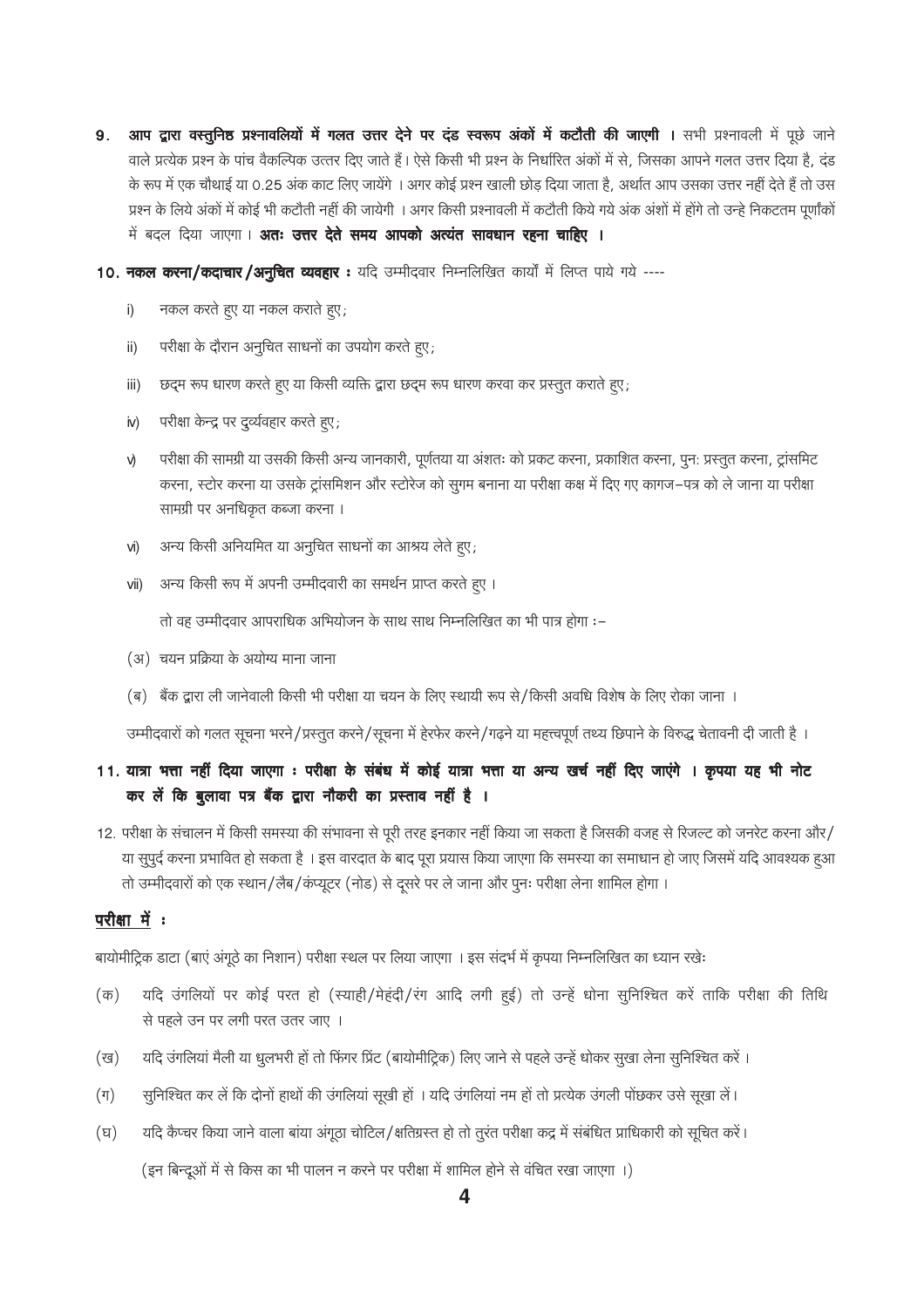9. **आप द्वारा वस्तुनिष्ठ प्रश्नावलियों में गलत उत्तर देने पर दंड स्वरूप अंकों में कटौती की जाएगी ।** सभी प्रश्नावली में पूछे जाने वाले प्रत्येक प्रश्न के पांच वैकल्पिक उत्तर दिए जाते हैं। ऐसे किसी भी प्रश्न के निर्धारित अंकों में से, जिसका आपने गलत उत्तर दिया है, दंड के रूप में एक चौथाई या 0.25 अंक काट लिए जायेंगे । अगर कोई प्रश्न खाली छोड़ दिया जाता है, अर्थात आप उसका उत्तर नहीं देते हैं तो उस प्रश्न के लिये अंकों में कोई भी कटौती नहीं की जायेगी । अगर किसी प्रश्नावली में कटौती किये गये अंक अंशों में होंगे तो उन्हे निकटतम पूर्णांकों में बदल दिया जाएगा। **अतः उत्तर देते समय आपको अत्यंत सावधान रहना चाहिए ।**

10. **नकल करना/कदाचार/अनुचित व्यवहार :** यदि उम्मीदवार निम्नलिखित कार्यों में लिप्त पाये गये ----

    i) नकल करते हुए या नकल कराते हुए;

    ii) परीक्षा के दौरान अनुचित साधनों का उपयोग करते हुए;

    iii) छद्म रूप धारण करते हुए या किसी व्यक्ति द्वारा छद्म रूप धारण करवा कर प्रस्तुत कराते हुए;

    iv) परीक्षा केन्द्र पर दुर्व्यवहार करते हुए;

    v) परीक्षा की सामग्री या उसकी किसी अन्य जानकारी, पूर्णतया या अंशतः को प्रकट करना, प्रकाशित करना, पुनः प्रस्तुत करना, ट्रांसमिट करना, स्टोर करना या उसके ट्रांसमिशन और स्टोरेज को सुगम बनाना या परीक्षा कक्ष में दिए गए कागज–पत्र को ले जाना या परीक्षा सामग्री पर अनधिकृत कब्जा करना ।

    vi) अन्य किसी अनियमित या अनुचित साधनों का आश्रय लेते हुए;

    vii) अन्य किसी रूप में अपनी उम्मीदवारी का समर्थन प्राप्त करते हुए ।

    तो वह उम्मीदवार आपराधिक अभियोजन के साथ साथ निम्नलिखित का भी पात्र होगा :–

    (अ) चयन प्रक्रिया के अयोग्य माना जाना

    (ब) बैंक द्वारा ली जानेवाली किसी भी परीक्षा या चयन के लिए स्थायी रूप से/किसी अवधि विशेष के लिए रोका जाना ।

    उम्मीदवारों को गलत सूचना भरने/प्रस्तुत करने/सूचना में हेरफेर करने/गढ़ने या महत्त्वपूर्ण तथ्य छिपाने के विरुद्ध चेतावनी दी जाती है ।

11. **यात्रा भत्ता नहीं दिया जाएगा : परीक्षा के संबंध में कोई यात्रा भत्ता या अन्य खर्च नहीं दिए जाएंगे । कृपया यह भी नोट कर लें कि बुलावा पत्र बैंक द्वारा नौकरी का प्रस्ताव नहीं है ।**

12. परीक्षा के संचालन में किसी समस्या की संभावना से पूरी तरह इनकार नहीं किया जा सकता है जिसकी वजह से रिजल्ट को जनरेट करना और/या सुपुर्द करना प्रभावित हो सकता है । इस वारदात के बाद पूरा प्रयास किया जाएगा कि समस्या का समाधान हो जाए जिसमें यदि आवश्यक हुआ तो उम्मीदवारों को एक स्थान/लैब/कंप्यूटर (नोड) से दूसरे पर ले जाना और पुनः परीक्षा लेना शामिल होगा ।

## <u>परीक्षा में</u> :

बायोमीट्रिक डाटा (बाएं अंगूठे का निशान) परीक्षा स्थल पर लिया जाएगा । इस संदर्भ में कृपया निम्नलिखित का ध्यान रखेः

(क) यदि उंगलियों पर कोई परत हो (स्याही/मेहंदी/रंग आदि लगी हुई) तो उन्हें धोना सुनिश्चित करें ताकि परीक्षा की तिथि से पहले उन पर लगी परत उतर जाए ।

(ख) यदि उंगलियां मैली या धुलभरी हों तो फिंगर प्रिंट (बायोमीट्रिक) लिए जाने से पहले उन्हें धोकर सुखा लेना सुनिश्चित करें ।

(ग) सुनिश्चित कर लें कि दोनों हाथों की उंगलियां सूखी हों । यदि उंगलियां नम हों तो प्रत्येक उंगली पोंछकर उसे सूखा लें।

(घ) यदि कैप्चर किया जाने वाला बांया अंगूठा चोटिल/क्षतिग्रस्त हो तो तुरंत परीक्षा कद्र में संबंधित प्राधिकारी को सूचित करें।

(इन बिन्दूओं में से किस का भी पालन न करने पर परीक्षा में शामिल होने से वंचित रखा जाएगा ।)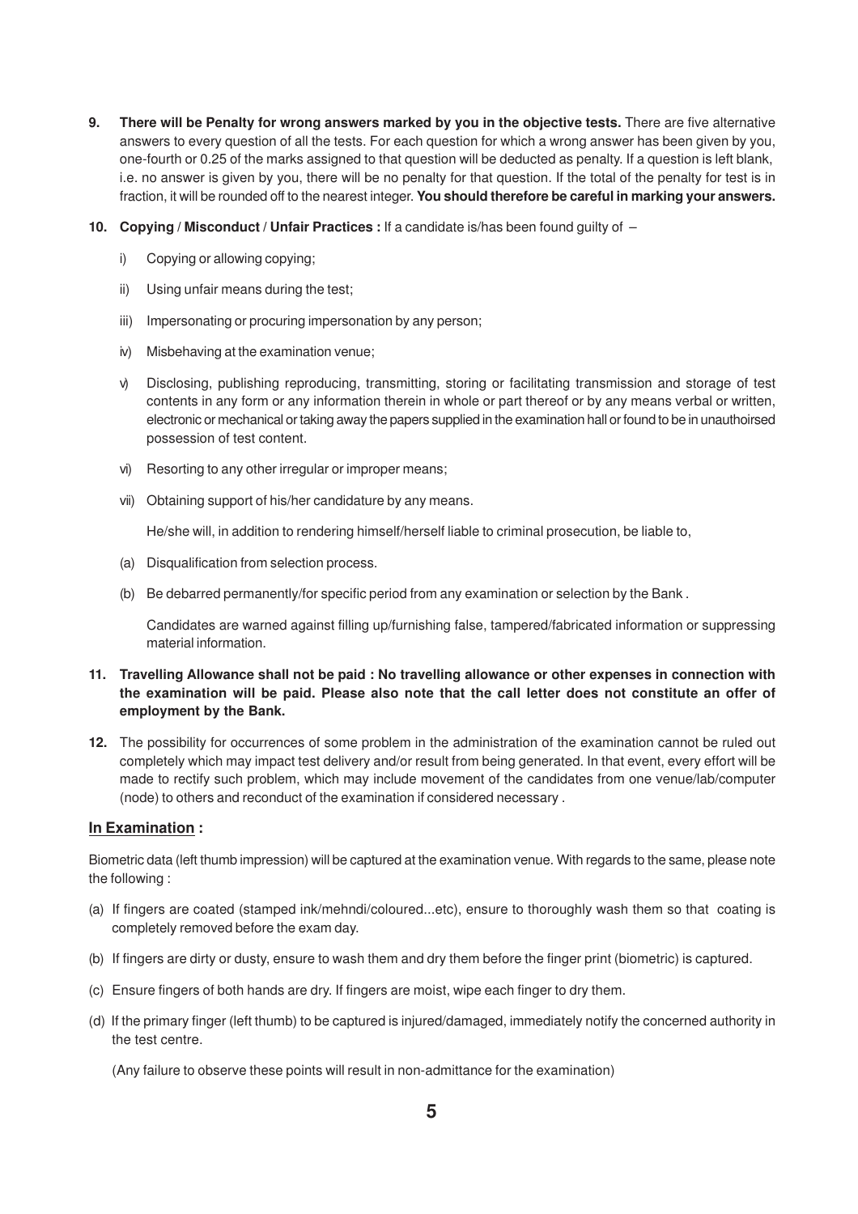**9. There will be Penalty for wrong answers marked by you in the objective tests.** There are five alternative answers to every question of all the tests. For each question for which a wrong answer has been given by you, one-fourth or 0.25 of the marks assigned to that question will be deducted as penalty. If a question is left blank, i.e. no answer is given by you, there will be no penalty for that question. If the total of the penalty for test is in fraction, it will be rounded off to the nearest integer. **You should therefore be careful in marking your answers.**

**10. Copying / Misconduct / Unfair Practices :** If a candidate is/has been found guilty of –

i) Copying or allowing copying;

ii) Using unfair means during the test;

iii) Impersonating or procuring impersonation by any person;

iv) Misbehaving at the examination venue;

v) Disclosing, publishing reproducing, transmitting, storing or facilitating transmission and storage of test contents in any form or any information therein in whole or part thereof or by any means verbal or written, electronic or mechanical or taking away the papers supplied in the examination hall or found to be in unauthoirsed possession of test content.

vi) Resorting to any other irregular or improper means;

vii) Obtaining support of his/her candidature by any means.

He/she will, in addition to rendering himself/herself liable to criminal prosecution, be liable to,

(a) Disqualification from selection process.

(b) Be debarred permanently/for specific period from any examination or selection by the Bank .

Candidates are warned against filling up/furnishing false, tampered/fabricated information or suppressing material information.

**11. Travelling Allowance shall not be paid : No travelling allowance or other expenses in connection with the examination will be paid. Please also note that the call letter does not constitute an offer of employment by the Bank.**

**12.** The possibility for occurrences of some problem in the administration of the examination cannot be ruled out completely which may impact test delivery and/or result from being generated. In that event, every effort will be made to rectify such problem, which may include movement of the candidates from one venue/lab/computer (node) to others and reconduct of the examination if considered necessary .

**<u>In Examination</u> :**

Biometric data (left thumb impression) will be captured at the examination venue. With regards to the same, please note the following :

(a) If fingers are coated (stamped ink/mehndi/coloured...etc), ensure to thoroughly wash them so that coating is completely removed before the exam day.

(b) If fingers are dirty or dusty, ensure to wash them and dry them before the finger print (biometric) is captured.

(c) Ensure fingers of both hands are dry. If fingers are moist, wipe each finger to dry them.

(d) If the primary finger (left thumb) to be captured is injured/damaged, immediately notify the concerned authority in the test centre.

(Any failure to observe these points will result in non-admittance for the examination)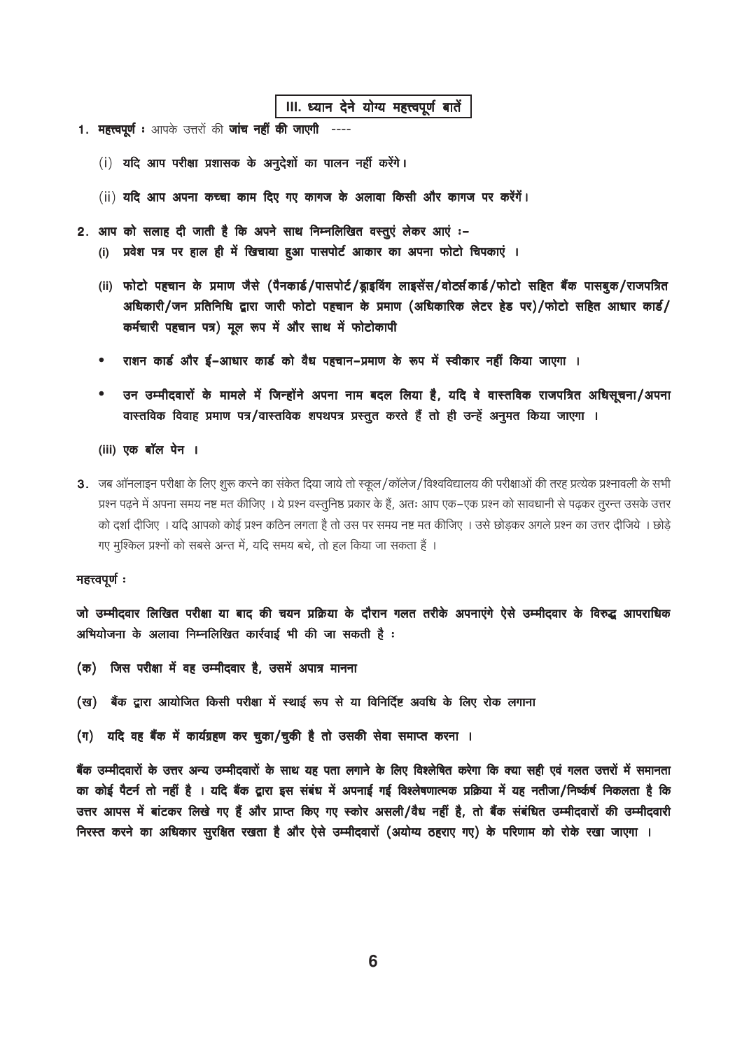## III. ध्यान देने योग्य महत्त्वपूर्ण बातें

1. **महत्त्वपूर्ण :** आपके उत्तरों की **जांच नहीं की जाएगी** ----

   (i) **यदि आप परीक्षा प्रशासक के अनुदेशों का पालन नहीं करेंगे।**

   (ii) **यदि आप अपना कच्चा काम दिए गए कागज के अलावा किसी और कागज पर करेंगें।**

2. **आप को सलाह दी जाती है कि अपने साथ निम्नलिखित वस्तुएं लेकर आएं :-**

   (i) **प्रवेश पत्र पर हाल ही में खिचाया हुआ पासपोर्ट आकार का अपना फोटो चिपकाएं ।**

   (ii) **फोटो पहचान के प्रमाण जैसे (पैनकार्ड/पासपोर्ट/ड्राइविंग लाइसेंस/वोटर्स कार्ड/फोटो सहित बैंक पासबुक/राजपत्रित अधिकारी/जन प्रतिनिधि द्वारा जारी फोटो पहचान के प्रमाण (अधिकारिक लेटर हेड पर)/फोटो सहित आधार कार्ड/कर्मचारी पहचान पत्र) मूल रूप में और साथ में फोटोकापी**

   - **राशन कार्ड और ई-आधार कार्ड को वैध पहचान-प्रमाण के रूप में स्वीकार नहीं किया जाएगा ।**
   - **उन उम्मीदवारों के मामले में जिन्होंने अपना नाम बदल लिया है, यदि वे वास्तविक राजपत्रित अधिसूचना/अपना वास्तविक विवाह प्रमाण पत्र/वास्तविक शपथपत्र प्रस्तुत करते हैं तो ही उन्हें अनुमत किया जाएगा ।**

   (iii) **एक बॉल पेन ।**

3. जब ऑनलाइन परीक्षा के लिए शुरू करने का संकेत दिया जाये तो स्कूल/कॉलेज/विश्वविद्यालय की परीक्षाओं की तरह प्रत्येक प्रश्नावली के सभी प्रश्न पढ़ने में अपना समय नष्ट मत कीजिए । ये प्रश्न वस्तुनिष्ठ प्रकार के हैं, अतः आप एक-एक प्रश्न को सावधानी से पढ़कर तुरन्त उसके उत्तर को दर्शा दीजिए । यदि आपको कोई प्रश्न कठिन लगता है तो उस पर समय नष्ट मत कीजिए । उसे छोड़कर अगले प्रश्न का उत्तर दीजिये । छोड़े गए मुश्किल प्रश्नों को सबसे अन्त में, यदि समय बचे, तो हल किया जा सकता हैं ।

महत्त्वपूर्ण :

**जो उम्मीदवार लिखित परीक्षा या बाद की चयन प्रक्रिया के दौरान गलत तरीके अपनाएंगे ऐसे उम्मीदवार के विरुद्ध आपराधिक अभियोजना के अलावा निम्नलिखित कार्रवाई भी की जा सकती है :**

**(क) जिस परीक्षा में वह उम्मीदवार है, उसमें अपात्र मानना**

**(ख) बैंक द्वारा आयोजित किसी परीक्षा में स्थाई रूप से या विनिर्दिष्ट अवधि के लिए रोक लगाना**

**(ग) यदि वह बैंक में कार्यग्रहण कर चुका/चुकी है तो उसकी सेवा समाप्त करना ।**

**बैंक उम्मीदवारों के उत्तर अन्य उम्मीदवारों के साथ यह पता लगाने के लिए विश्लेषित करेगा कि क्या सही एवं गलत उत्तरों में समानता का कोई पैटर्न तो नहीं है । यदि बैंक द्वारा इस संबंध में अपनाई गई विश्लेषणात्मक प्रक्रिया में यह नतीजा/निष्कर्ष निकलता है कि उत्तर आपस में बांटकर लिखे गए हैं और प्राप्त किए गए स्कोर असली/वैध नहीं है, तो बैंक संबंधित उम्मीदवारों की उम्मीदवारी निरस्त करने का अधिकार सुरक्षित रखता है और ऐसे उम्मीदवारों (अयोग्य ठहराए गए) के परिणाम को रोके रखा जाएगा ।**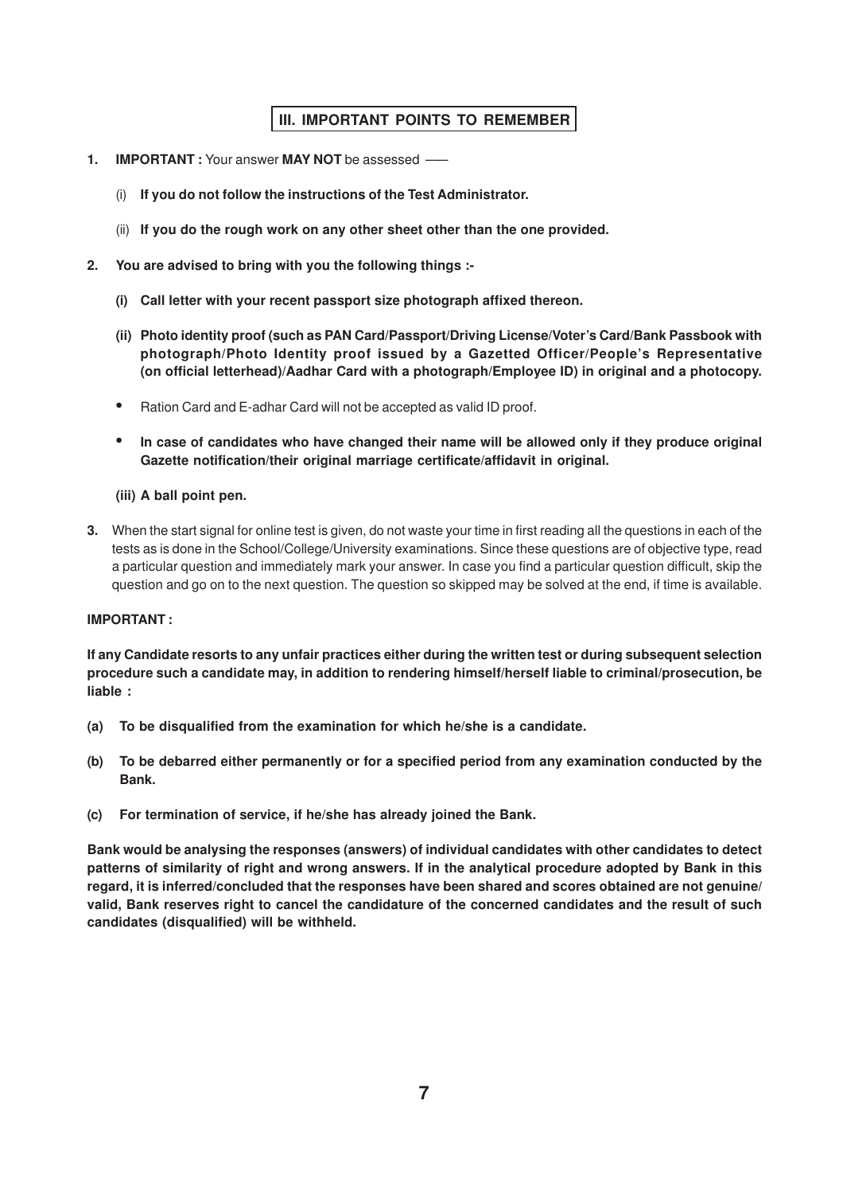## III. IMPORTANT POINTS TO REMEMBER

1. **IMPORTANT :** Your answer **MAY NOT** be assessed ——

   (i) **If you do not follow the instructions of the Test Administrator.**

   (ii) **If you do the rough work on any other sheet other than the one provided.**

2. **You are advised to bring with you the following things :-**

   **(i) Call letter with your recent passport size photograph affixed thereon.**

   **(ii) Photo identity proof (such as PAN Card/Passport/Driving License/Voter's Card/Bank Passbook with photograph/Photo Identity proof issued by a Gazetted Officer/People's Representative (on official letterhead)/Aadhar Card with a photograph/Employee ID) in original and a photocopy.**

   - Ration Card and E-adhar Card will not be accepted as valid ID proof.
   - **In case of candidates who have changed their name will be allowed only if they produce original Gazette notification/their original marriage certificate/affidavit in original.**

   **(iii) A ball point pen.**

3. When the start signal for online test is given, do not waste your time in first reading all the questions in each of the tests as is done in the School/College/University examinations. Since these questions are of objective type, read a particular question and immediately mark your answer. In case you find a particular question difficult, skip the question and go on to the next question. The question so skipped may be solved at the end, if time is available.

**IMPORTANT :**

**If any Candidate resorts to any unfair practices either during the written test or during subsequent selection procedure such a candidate may, in addition to rendering himself/herself liable to criminal/prosecution, be liable :**

**(a) To be disqualified from the examination for which he/she is a candidate.**

**(b) To be debarred either permanently or for a specified period from any examination conducted by the Bank.**

**(c) For termination of service, if he/she has already joined the Bank.**

**Bank would be analysing the responses (answers) of individual candidates with other candidates to detect patterns of similarity of right and wrong answers. If in the analytical procedure adopted by Bank in this regard, it is inferred/concluded that the responses have been shared and scores obtained are not genuine/ valid, Bank reserves right to cancel the candidature of the concerned candidates and the result of such candidates (disqualified) will be withheld.**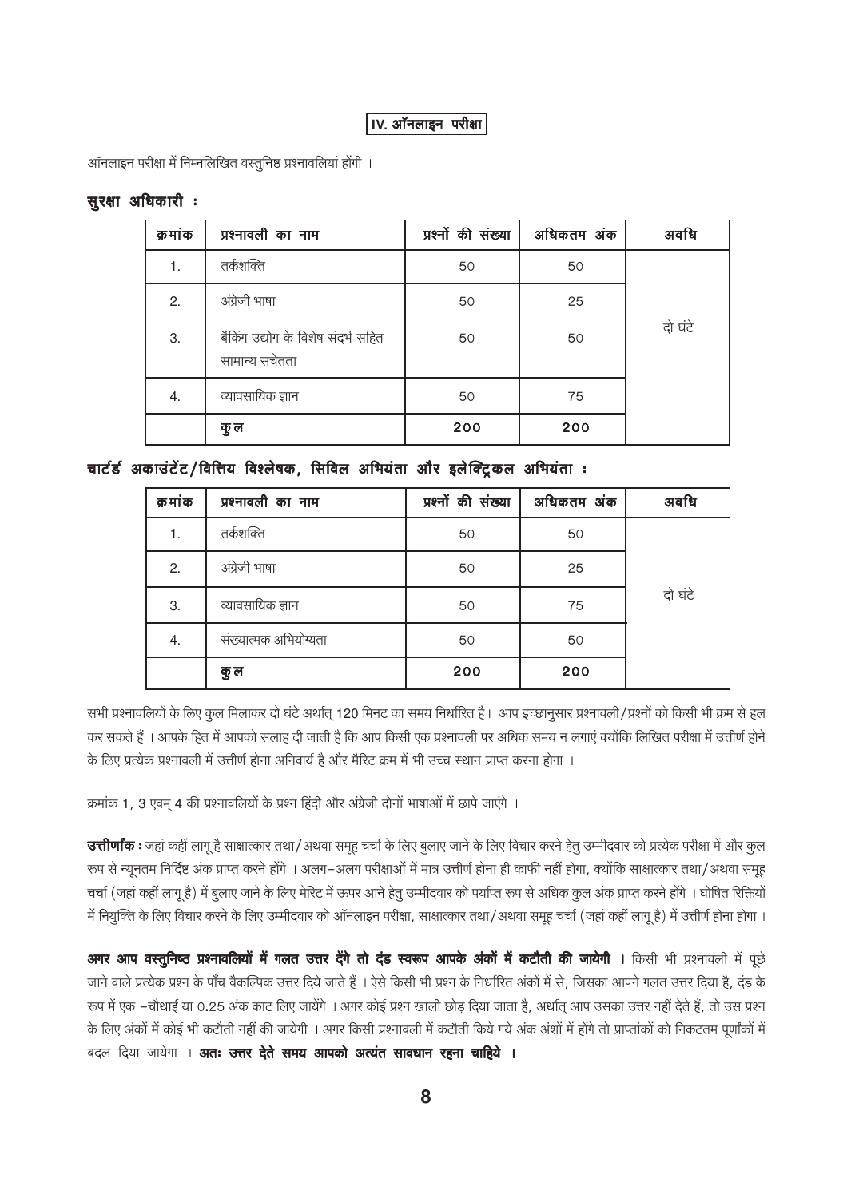## IV. ऑनलाइन परीक्षा

ऑनलाइन परीक्षा में निम्नलिखित वस्तुनिष्ठ प्रश्नावलियां होंगी ।

**सुरक्षा अधिकारी :**

| क्रमांक | प्रश्नावली का नाम | प्रश्नों की संख्या | अधिकतम अंक | अवधि |
|---|---|---|---|---|
| 1. | तर्कशक्ति | 50 | 50 | दो घंटे |
| 2. | अंग्रेजी भाषा | 50 | 25 | |
| 3. | बैंकिंग उद्योग के विशेष संदर्भ सहित सामान्य सचेतता | 50 | 50 | |
| 4. | व्यावसायिक ज्ञान | 50 | 75 | |
| | **कुल** | **200** | **200** | |

**चार्टर्ड अकाउंटेंट/वित्तिय विश्लेषक, सिविल अभियंता और इलेक्ट्रिकल अभियंता :**

| क्रमांक | प्रश्नावली का नाम | प्रश्नों की संख्या | अधिकतम अंक | अवधि |
|---|---|---|---|---|
| 1. | तर्कशक्ति | 50 | 50 | दो घंटे |
| 2. | अंग्रेजी भाषा | 50 | 25 | |
| 3. | व्यावसायिक ज्ञान | 50 | 75 | |
| 4. | संख्यात्मक अभियोग्यता | 50 | 50 | |
| | **कुल** | **200** | **200** | |

सभी प्रश्नावलियों के लिए कुल मिलाकर दो घंटे अर्थात् 120 मिनट का समय निर्धारित है। आप इच्छानुसार प्रश्नावली/प्रश्नों को किसी भी क्रम से हल कर सकते हैं । आपके हित में आपको सलाह दी जाती है कि आप किसी एक प्रश्नावली पर अधिक समय न लगाएं क्योंकि लिखित परीक्षा में उत्तीर्ण होने के लिए प्रत्येक प्रश्नावली में उत्तीर्ण होना अनिवार्य है और मैरिट क्रम में भी उच्च स्थान प्राप्त करना होगा ।

क्रमांक 1, 3 एवम् 4 की प्रश्नावलियों के प्रश्न हिंदी और अंग्रेजी दोनों भाषाओं में छापे जाएंगे ।

**उत्तीर्णांक :** जहां कहीं लागू है साक्षात्कार तथा/अथवा समूह चर्चा के लिए बुलाए जाने के लिए विचार करने हेतु उम्मीदवार को प्रत्येक परीक्षा में और कुल रूप से न्यूनतम निर्दिष्ट अंक प्राप्त करने होंगे । अलग-अलग परीक्षाओं में मात्र उत्तीर्ण होना ही काफी नहीं होगा, क्योंकि साक्षात्कार तथा/अथवा समूह चर्चा (जहां कहीं लागू है) में बुलाए जाने के लिए मेरिट में ऊपर आने हेतु उम्मीदवार को पर्याप्त रूप से अधिक कुल अंक प्राप्त करने होंगे । घोषित रिक्तियों में नियुक्ति के लिए विचार करने के लिए उम्मीदवार को ऑनलाइन परीक्षा, साक्षात्कार तथा/अथवा समूह चर्चा (जहां कहीं लागू है) में उत्तीर्ण होना होगा ।

**अगर आप वस्तुनिष्ठ प्रश्नावलियों में गलत उत्तर देंगे तो दंड स्वरूप आपके अंकों में कटौती की जायेगी ।** किसी भी प्रश्नावली में पूछे जाने वाले प्रत्येक प्रश्न के पाँच वैकल्पिक उत्तर दिये जाते हैं । ऐसे किसी भी प्रश्न के निर्धारित अंकों में से, जिसका आपने गलत उत्तर दिया है, दंड के रूप में एक -चौथाई या 0.25 अंक काट लिए जायेंगे । अगर कोई प्रश्न खाली छोड़ दिया जाता है, अर्थात् आप उसका उत्तर नहीं देते हैं, तो उस प्रश्न के लिए अंकों में कोई भी कटौती नहीं की जायेगी । अगर किसी प्रश्नावली में कटौती किये गये अंक अंशों में होंगे तो प्राप्तांकों को निकटतम पूर्णांकों में बदल दिया जायेगा । **अतः उत्तर देते समय आपको अत्यंत सावधान रहना चाहिये ।**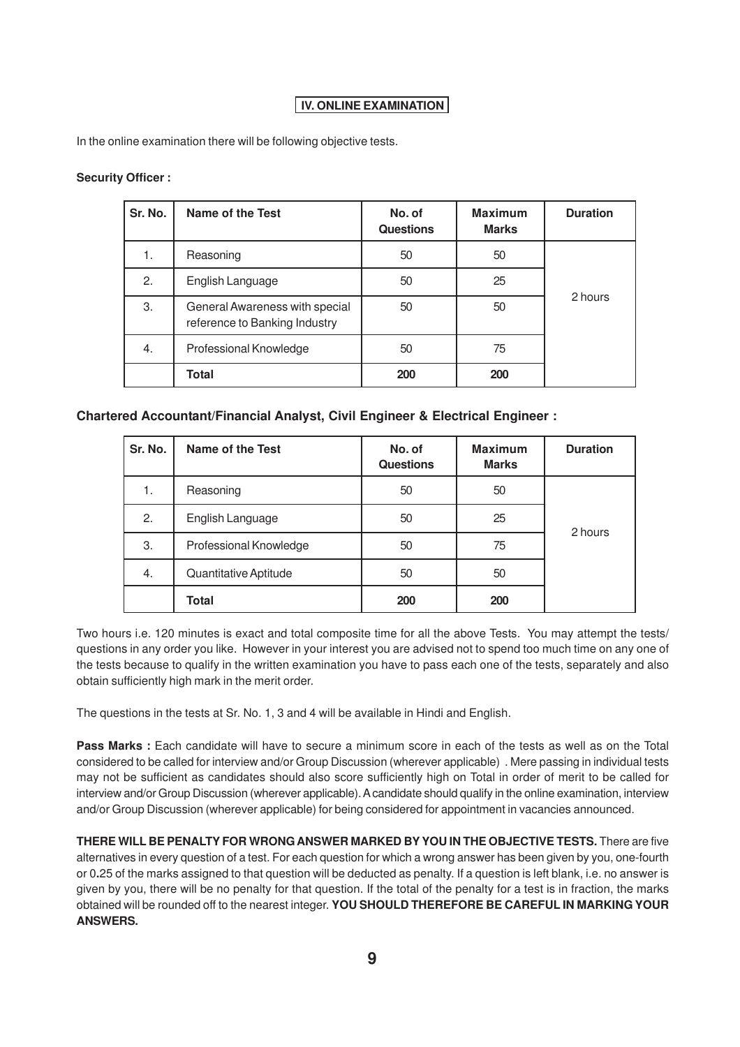## IV. ONLINE EXAMINATION

In the online examination there will be following objective tests.

**Security Officer :**

| Sr. No. | Name of the Test | No. of Questions | Maximum Marks | Duration |
|---|---|---|---|---|
| 1. | Reasoning | 50 | 50 | 2 hours |
| 2. | English Language | 50 | 25 | |
| 3. | General Awareness with special reference to Banking Industry | 50 | 50 | |
| 4. | Professional Knowledge | 50 | 75 | |
| | **Total** | **200** | **200** | |

**Chartered Accountant/Financial Analyst, Civil Engineer & Electrical Engineer :**

| Sr. No. | Name of the Test | No. of Questions | Maximum Marks | Duration |
|---|---|---|---|---|
| 1. | Reasoning | 50 | 50 | 2 hours |
| 2. | English Language | 50 | 25 | |
| 3. | Professional Knowledge | 50 | 75 | |
| 4. | Quantitative Aptitude | 50 | 50 | |
| | **Total** | **200** | **200** | |

Two hours i.e. 120 minutes is exact and total composite time for all the above Tests. You may attempt the tests/ questions in any order you like. However in your interest you are advised not to spend too much time on any one of the tests because to qualify in the written examination you have to pass each one of the tests, separately and also obtain sufficiently high mark in the merit order.

The questions in the tests at Sr. No. 1, 3 and 4 will be available in Hindi and English.

**Pass Marks :** Each candidate will have to secure a minimum score in each of the tests as well as on the Total considered to be called for interview and/or Group Discussion (wherever applicable) . Mere passing in individual tests may not be sufficient as candidates should also score sufficiently high on Total in order of merit to be called for interview and/or Group Discussion (wherever applicable). A candidate should qualify in the online examination, interview and/or Group Discussion (wherever applicable) for being considered for appointment in vacancies announced.

**THERE WILL BE PENALTY FOR WRONG ANSWER MARKED BY YOU IN THE OBJECTIVE TESTS.** There are five alternatives in every question of a test. For each question for which a wrong answer has been given by you, one-fourth or 0.25 of the marks assigned to that question will be deducted as penalty. If a question is left blank, i.e. no answer is given by you, there will be no penalty for that question. If the total of the penalty for a test is in fraction, the marks obtained will be rounded off to the nearest integer. **YOU SHOULD THEREFORE BE CAREFUL IN MARKING YOUR ANSWERS.**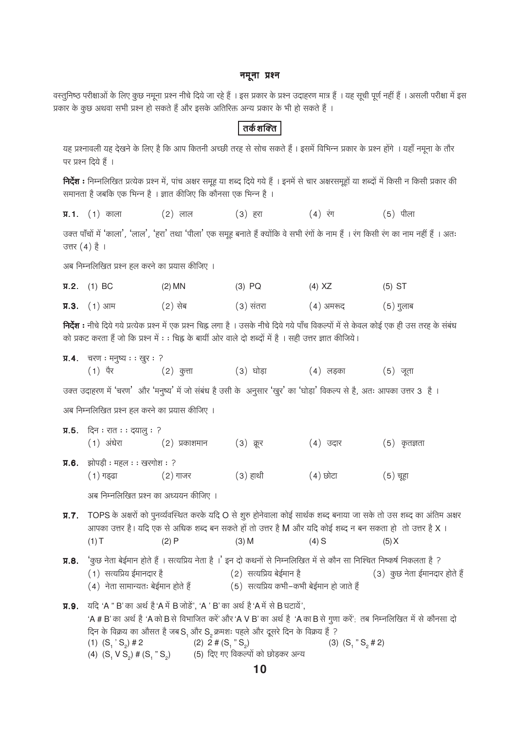# नमूना प्रश्न

वस्तुनिष्ठ परीक्षाओं के लिए कुछ नमूना प्रश्न नीचे दिये जा रहे हैं । इस प्रकार के प्रश्न उदाहरण मात्र हैं । यह सूची पूर्ण नहीं हैं । असली परीक्षा में इस प्रकार के कुछ अथवा सभी प्रश्न हो सकते हैं और इसके अतिरिक्त अन्य प्रकार के भी हो सकते हैं ।

## तर्कशक्ति

यह प्रश्नावली यह देखने के लिए है कि आप कितनी अच्छी तरह से सोच सकते हैं । इसमें विभिन्न प्रकार के प्रश्न होंगे । यहाँ नमूना के तौर पर प्रश्न दिये हैं ।

**निर्देश :** निम्नलिखित प्रत्येक प्रश्न में, पांच अक्षर समूह या शब्द दिये गये हैं । इनमें से चार अक्षरसमूहों या शब्दों में किसी न किसी प्रकार की समानता है जबकि एक भिन्न है । ज्ञात कीजिए कि कौनसा एक भिन्न है ।

**प्र.1.** (1) काला (2) लाल (3) हरा (4) रंग (5) पीला

उक्त पाँचों में 'काला', 'लाल', 'हरा' तथा 'पीला' एक समूह बनाते हैं क्योंकि वे सभी रंगों के नाम हैं । रंग किसी रंग का नाम नहीं हैं । अतः उत्तर (4) है ।

अब निम्नलिखित प्रश्न हल करने का प्रयास कीजिए ।

**प्र.2.** (1) BC (2) MN (3) PQ (4) XZ (5) ST

**प्र.3.** (1) आम (2) सेब (3) संतरा (4) अमरूद (5) गुलाब

**निर्देश :** नीचे दिये गये प्रत्येक प्रश्न में एक प्रश्न चिह्न लगा है । उसके नीचे दिये गये पाँच विकल्पों में से केवल कोई एक ही उस तरह के संबंध को प्रकट करता हैं जो कि प्रश्न में : : चिह्न के बायीं ओर वाले दो शब्दों में है । सही उत्तर ज्ञात कीजिये।

**प्र.4.** चरण : मनुष्य : : खुर : ?
(1) पैर (2) कुत्ता (3) घोड़ा (4) लड़का (5) जूता

उक्त उदाहरण में 'चरण' और 'मनुष्य' में जो संबंध है उसी के अनुसार 'खुर' का 'घोड़ा' विकल्प से है, अतः आपका उत्तर 3 है ।

अब निम्नलिखित प्रश्न हल करने का प्रयास कीजिए ।

**प्र.5.** दिन : रात : : दयालु : ?
(1) अंधेरा (2) प्रकाशमान (3) क्रूर (4) उदार (5) कृतज्ञता

**प्र.6.** झोपड़ी : महल : : खरगोश : ?
(1) गड्ढा (2) गाजर (3) हाथी (4) छोटा (5) चूहा

अब निम्नलिखित प्रश्न का अध्ययन कीजिए ।

**प्र.7.** TOPS के अक्षरों को पुनर्व्यवस्थित करके यदि O से शुरु होनेवाला कोई सार्थक शब्द बनाया जा सके तो उस शब्द का अंतिम अक्षर आपका उत्तर है। यदि एक से अधिक शब्द बन सकते हों तो उत्तर है M और यदि कोई शब्द न बन सकता हो तो उत्तर है X ।
(1) T (2) P (3) M (4) S (5) X

**प्र.8.** 'कुछ नेता बेईमान होते हैं । सत्यप्रिय नेता है ।' इन दो कथनों से निम्नलिखित में से कौन सा निश्चित निष्कर्ष निकलता है ?
(1) सत्यप्रिय ईमानदार है (2) सत्यप्रिय बेईमान है (3) कुछ नेता ईमानदार होते हैं
(4) नेता सामान्यतः बेईमान होते हैं (5) सत्यप्रिय कभी–कभी बेईमान हो जाते हैं

**प्र.9.** यदि 'A " B' का अर्थ है 'A में B जोड़ें', 'A ' B' का अर्थ है 'A में से B घटायें',
'A # B' का अर्थ है 'A को B से विभाजित करें' और 'A V B' का अर्थ है 'A का B से गुणा करें'; तब निम्नलिखित में से कौनसा दो दिन के विक्रय का औसत है जब $S_1$ और $S_2$ क्रमशः पहले और दूसरे दिन के विक्रय हैं ?
(1) ($S_1$ ' $S_2$) # 2 (2) 2 # ($S_1$ " $S_2$) (3) ($S_1$ " $S_2$ # 2)
(4) ($S_1$ V $S_2$) # ($S_1$ " $S_2$) (5) दिए गए विकल्पों को छोड़कर अन्य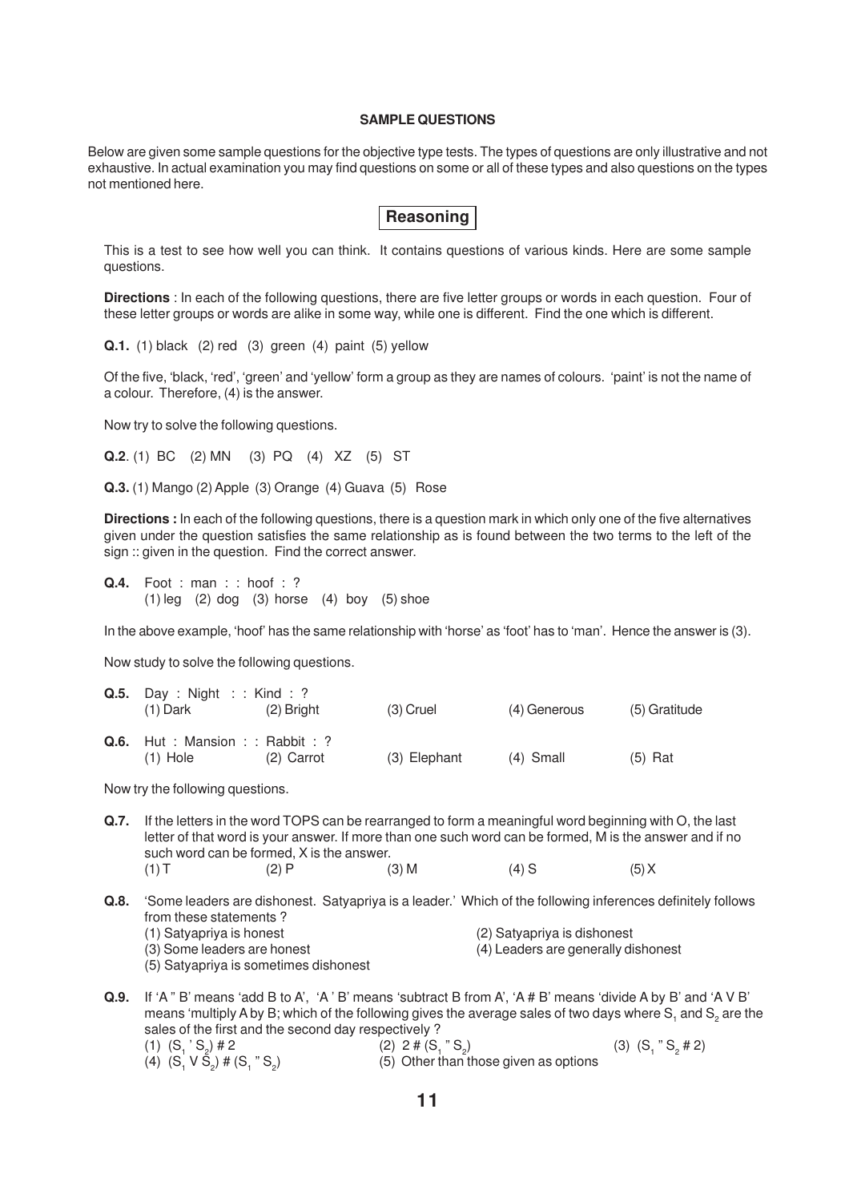## SAMPLE QUESTIONS

Below are given some sample questions for the objective type tests. The types of questions are only illustrative and not exhaustive. In actual examination you may find questions on some or all of these types and also questions on the types not mentioned here.

### Reasoning

This is a test to see how well you can think. It contains questions of various kinds. Here are some sample questions.

**Directions** : In each of the following questions, there are five letter groups or words in each question. Four of these letter groups or words are alike in some way, while one is different. Find the one which is different.

**Q.1.** (1) black (2) red (3) green (4) paint (5) yellow

Of the five, 'black, 'red', 'green' and 'yellow' form a group as they are names of colours. 'paint' is not the name of a colour. Therefore, (4) is the answer.

Now try to solve the following questions.

**Q.2**. (1) BC (2) MN (3) PQ (4) XZ (5) ST

**Q.3.** (1) Mango (2) Apple (3) Orange (4) Guava (5) Rose

**Directions :** In each of the following questions, there is a question mark in which only one of the five alternatives given under the question satisfies the same relationship as is found between the two terms to the left of the sign :: given in the question. Find the correct answer.

**Q.4.** Foot : man : : hoof : ?
(1) leg (2) dog (3) horse (4) boy (5) shoe

In the above example, 'hoof' has the same relationship with 'horse' as 'foot' has to 'man'. Hence the answer is (3).

Now study to solve the following questions.

**Q.5.** Day : Night : : Kind : ?
(1) Dark (2) Bright (3) Cruel (4) Generous (5) Gratitude

**Q.6.** Hut : Mansion : : Rabbit : ?
(1) Hole (2) Carrot (3) Elephant (4) Small (5) Rat

Now try the following questions.

**Q.7.** If the letters in the word TOPS can be rearranged to form a meaningful word beginning with O, the last letter of that word is your answer. If more than one such word can be formed, M is the answer and if no such word can be formed, X is the answer.
(1) T (2) P (3) M (4) S (5) X

**Q.8.** 'Some leaders are dishonest. Satyapriya is a leader.' Which of the following inferences definitely follows from these statements ?
(1) Satyapriya is honest
(2) Satyapriya is dishonest
(3) Some leaders are honest
(4) Leaders are generally dishonest
(5) Satyapriya is sometimes dishonest

**Q.9.** If 'A " B' means 'add B to A', 'A ' B' means 'subtract B from A', 'A # B' means 'divide A by B' and 'A V B' means 'multiply A by B; which of the following gives the average sales of two days where $S_1$ and $S_2$ are the sales of the first and the second day respectively ?
(1) ($S_1$ ' $S_2$) # 2
(2) 2 # ($S_1$ " $S_2$)
(3) ($S_1$ " $S_2$ # 2)
(4) ($S_1$ V $S_2$) # ($S_1$ " $S_2$)
(5) Other than those given as options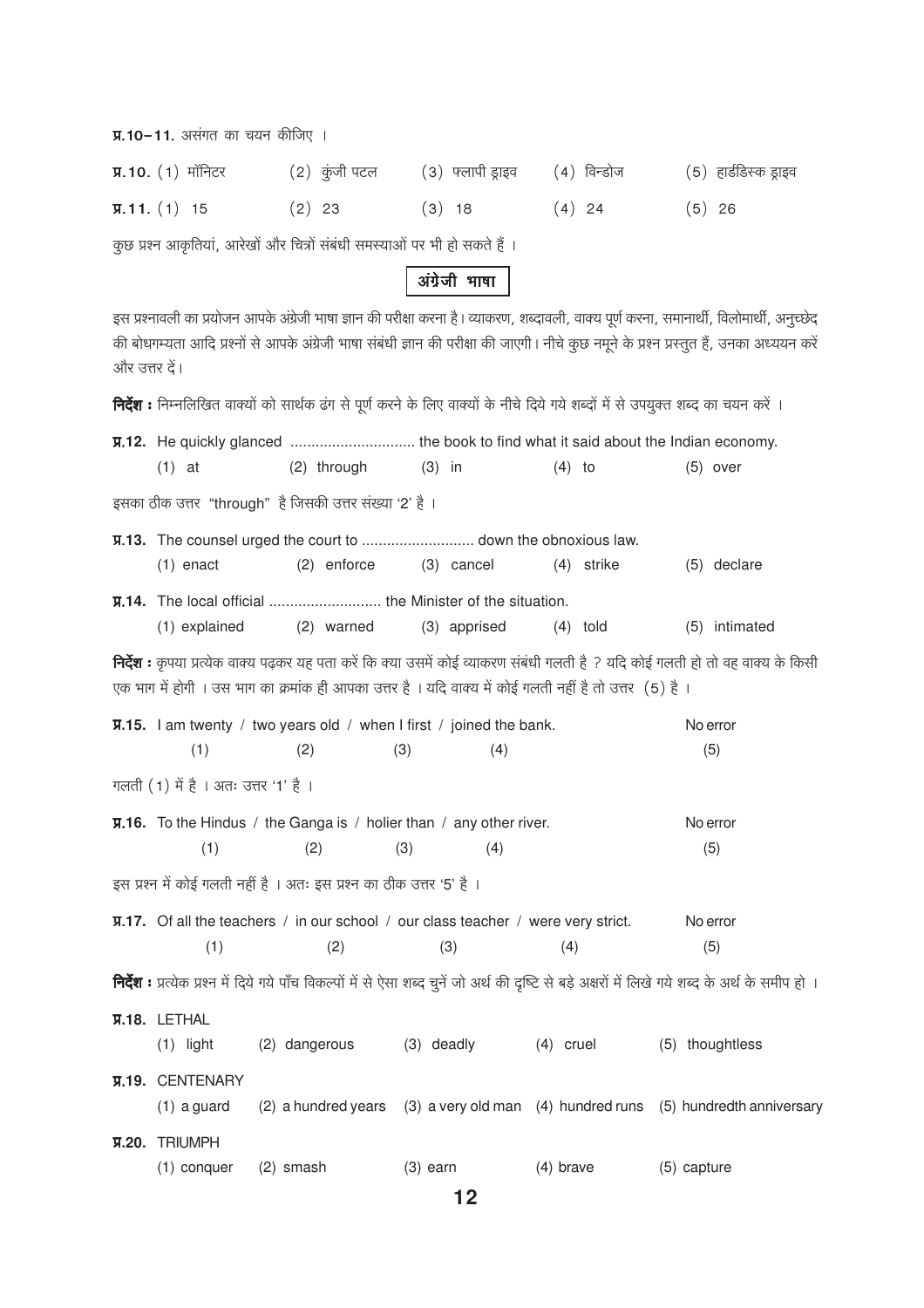**प्र.10–11.** असंगत का चयन कीजिए ।

**प्र.10.** (1) मॉनिटर (2) कुंजी पटल (3) फ्लापी ड्राइव (4) विन्डोज (5) हार्डडिस्क ड्राइव

**प्र.11.** (1) 15 (2) 23 (3) 18 (4) 24 (5) 26

कुछ प्रश्न आकृतियां, आरेखों और चित्रों संबंधी समस्याओं पर भी हो सकते हैं ।

## अंग्रेजी भाषा

इस प्रश्नावली का प्रयोजन आपके अंग्रेजी भाषा ज्ञान की परीक्षा करना है। व्याकरण, शब्दावली, वाक्य पूर्ण करना, समानार्थी, विलोमार्थी, अनुच्छेद की बोधगम्यता आदि प्रश्नों से आपके अंग्रेजी भाषा संबंधी ज्ञान की परीक्षा की जाएगी। नीचे कुछ नमूने के प्रश्न प्रस्तुत हैं, उनका अध्ययन करें और उत्तर दें।

**निर्देश :** निम्नलिखित वाक्यों को सार्थक ढंग से पूर्ण करने के लिए वाक्यों के नीचे दिये गये शब्दों में से उपयुक्त शब्द का चयन करें ।

**प्र.12.** He quickly glanced ............................. the book to find what it said about the Indian economy.

(1) at (2) through (3) in (4) to (5) over

इसका ठीक उत्तर "through" है जिसकी उत्तर संख्या '2' है ।

**प्र.13.** The counsel urged the court to ........................... down the obnoxious law.

(1) enact (2) enforce (3) cancel (4) strike (5) declare

**प्र.14.** The local official ........................... the Minister of the situation.

(1) explained (2) warned (3) apprised (4) told (5) intimated

**निर्देश :** कृपया प्रत्येक वाक्य पढ़कर यह पता करें कि क्या उसमें कोई व्याकरण संबंधी गलती है ? यदि कोई गलती हो तो वह वाक्य के किसी एक भाग में होगी । उस भाग का क्रमांक ही आपका उत्तर है । यदि वाक्य में कोई गलती नहीं है तो उत्तर (5) है ।

**प्र.15.** I am twenty (1) / two years old (2) / when I first (3) / joined the bank. (4) No error (5)

गलती (1) में है । अतः उत्तर '1' है ।

**प्र.16.** To the Hindus (1) / the Ganga is (2) / holier than (3) / any other river. (4) No error (5)

इस प्रश्न में कोई गलती नहीं है । अतः इस प्रश्न का ठीक उत्तर '5' है ।

**प्र.17.** Of all the teachers (1) / in our school (2) / our class teacher (3) / were very strict. (4) No error (5)

**निर्देश :** प्रत्येक प्रश्न में दिये गये पाँच विकल्पों में से ऐसा शब्द चुनें जो अर्थ की दृष्टि से बड़े अक्षरों में लिखे गये शब्द के अर्थ के समीप हो ।

**प्र.18.** LETHAL

(1) light (2) dangerous (3) deadly (4) cruel (5) thoughtless

**प्र.19.** CENTENARY

(1) a guard (2) a hundred years (3) a very old man (4) hundred runs (5) hundredth anniversary

**प्र.20.** TRIUMPH

(1) conquer (2) smash (3) earn (4) brave (5) capture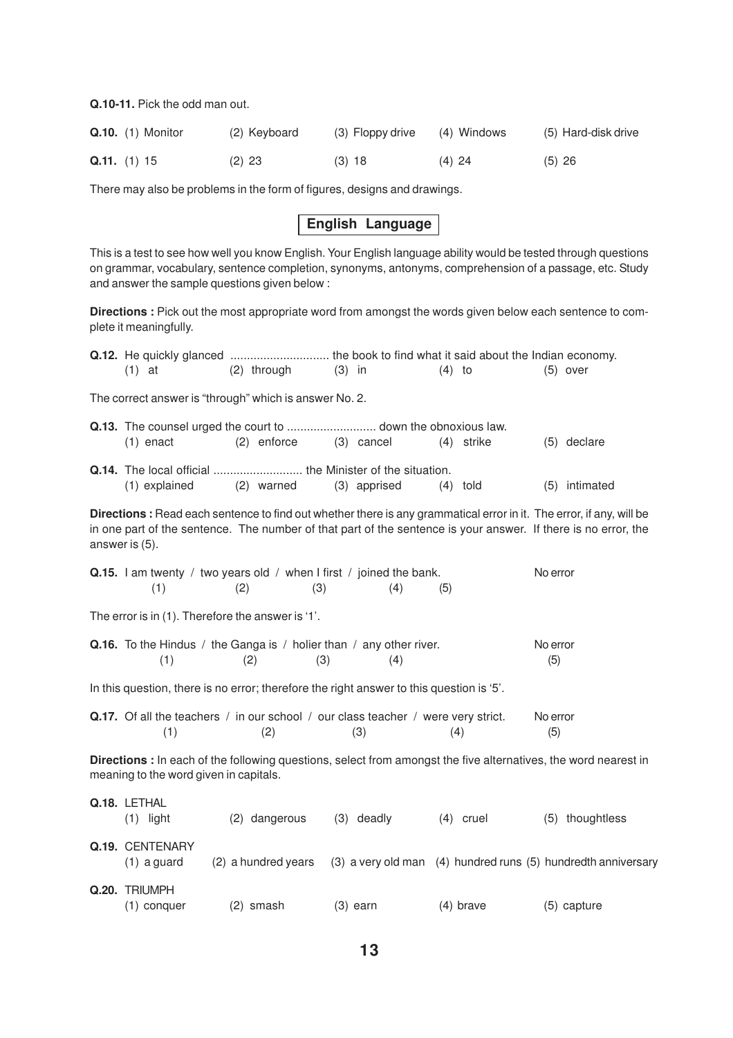**Q.10-11.** Pick the odd man out.

**Q.10.** (1) Monitor (2) Keyboard (3) Floppy drive (4) Windows (5) Hard-disk drive

**Q.11.** (1) 15 (2) 23 (3) 18 (4) 24 (5) 26

There may also be problems in the form of figures, designs and drawings.

## English Language

This is a test to see how well you know English. Your English language ability would be tested through questions on grammar, vocabulary, sentence completion, synonyms, antonyms, comprehension of a passage, etc. Study and answer the sample questions given below :

**Directions :** Pick out the most appropriate word from amongst the words given below each sentence to complete it meaningfully.

**Q.12.** He quickly glanced .............................. the book to find what it said about the Indian economy.
(1) at (2) through (3) in (4) to (5) over

The correct answer is "through" which is answer No. 2.

**Q.13.** The counsel urged the court to ........................... down the obnoxious law.
(1) enact (2) enforce (3) cancel (4) strike (5) declare

**Q.14.** The local official ........................... the Minister of the situation.
(1) explained (2) warned (3) apprised (4) told (5) intimated

**Directions :** Read each sentence to find out whether there is any grammatical error in it. The error, if any, will be in one part of the sentence. The number of that part of the sentence is your answer. If there is no error, the answer is (5).

**Q.15.** I am twenty (1) / two years old (2) / when I first (3) / joined the bank. (4) No error (5)

The error is in (1). Therefore the answer is '1'.

**Q.16.** To the Hindus (1) / the Ganga is (2) / holier than (3) / any other river. (4) No error (5)

In this question, there is no error; therefore the right answer to this question is '5'.

**Q.17.** Of all the teachers (1) / in our school (2) / our class teacher (3) / were very strict. (4) No error (5)

**Directions :** In each of the following questions, select from amongst the five alternatives, the word nearest in meaning to the word given in capitals.

**Q.18.** LETHAL
(1) light (2) dangerous (3) deadly (4) cruel (5) thoughtless

**Q.19.** CENTENARY
(1) a guard (2) a hundred years (3) a very old man (4) hundred runs (5) hundredth anniversary

**Q.20.** TRIUMPH
(1) conquer (2) smash (3) earn (4) brave (5) capture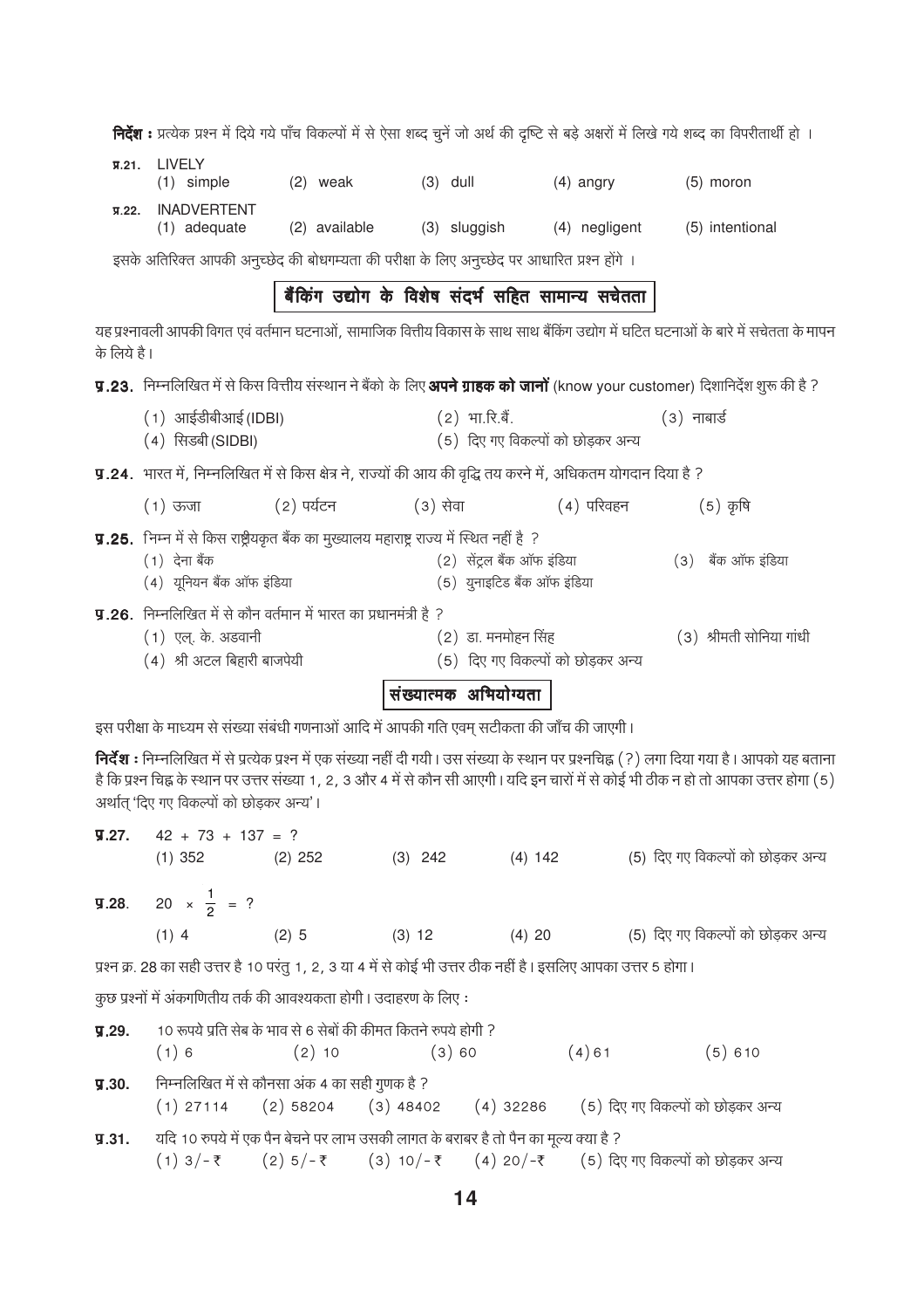**निर्देश :** प्रत्येक प्रश्न में दिये गये पाँच विकल्पों में से ऐसा शब्द चुनें जो अर्थ की दृष्टि से बड़े अक्षरों में लिखे गये शब्द का विपरीतार्थी हो ।

**प्र.21.** LIVELY
(1) simple (2) weak (3) dull (4) angry (5) moron

**प्र.22.** INADVERTENT
(1) adequate (2) available (3) sluggish (4) negligent (5) intentional

इसके अतिरिक्त आपकी अनुच्छेद की बोधगम्यता की परीक्षा के लिए अनुच्छेद पर आधारित प्रश्न होंगे ।

## बैंकिंग उद्योग के विशेष संदर्भ सहित सामान्य सचेतता

यह प्रश्नावली आपकी विगत एवं वर्तमान घटनाओं, सामाजिक वित्तीय विकास के साथ साथ बैंकिंग उद्योग में घटित घटनाओं के बारे में सचेतता के मापन के लिये है।

**प्र.23.** निम्नलिखित में से किस वित्तीय संस्थान ने बैंको के लिए **अपने ग्राहक को जानों** (know your customer) दिशानिर्देश शुरू की है ?
(1) आईडीबीआई (IDBI) (2) भा.रि.बैं. (3) नाबार्ड
(4) सिडबी (SIDBI) (5) दिए गए विकल्पों को छोड़कर अन्य

**प्र.24.** भारत में, निम्नलिखित में से किस क्षेत्र ने, राज्यों की आय की वृद्धि तय करने में, अधिकतम योगदान दिया है ?
(1) ऊजा (2) पर्यटन (3) सेवा (4) परिवहन (5) कृषि

**प्र.25.** निम्न में से किस राष्ट्रीयकृत बैंक का मुख्यालय महाराष्ट्र राज्य में स्थित नहीं है ?
(1) देना बैंक (2) सेंट्रल बैंक ऑफ इंडिया (3) बैंक ऑफ इंडिया
(4) यूनियन बैंक ऑफ इंडिया (5) युनाइटिड बैंक ऑफ इंडिया

**प्र.26.** निम्नलिखित में से कौन वर्तमान में भारत का प्रधानमंत्री है ?
(1) एल्. के. अडवानी (2) डा. मनमोहन सिंह (3) श्रीमती सोनिया गांधी
(4) श्री अटल बिहारी बाजपेयी (5) दिए गए विकल्पों को छोड़कर अन्य

## संख्यात्मक अभियोग्यता

इस परीक्षा के माध्यम से संख्या संबंधी गणनाओं आदि में आपकी गति एवम् सटीकता की जाँच की जाएगी।

**निर्देश :** निम्नलिखित में से प्रत्येक प्रश्न में एक संख्या नहीं दी गयी। उस संख्या के स्थान पर प्रश्नचिह्न (?) लगा दिया गया है। आपको यह बताना है कि प्रश्न चिह्न के स्थान पर उत्तर संख्या 1, 2, 3 और 4 में से कौन सी आएगी। यदि इन चारों में से कोई भी ठीक न हो तो आपका उत्तर होगा (5) अर्थात् 'दिए गए विकल्पों को छोड़कर अन्य'।

**प्र.27.** $42 + 73 + 137 = ?$
(1) 352 (2) 252 (3) 242 (4) 142 (5) दिए गए विकल्पों को छोड़कर अन्य

**प्र.28.** $20 \times \frac{1}{2} = ?$
(1) 4 (2) 5 (3) 12 (4) 20 (5) दिए गए विकल्पों को छोड़कर अन्य

प्रश्न क्र. 28 का सही उत्तर है 10 परंतु 1, 2, 3 या 4 में से कोई भी उत्तर ठीक नहीं है। इसलिए आपका उत्तर 5 होगा।

कुछ प्रश्नों में अंकगणितीय तर्क की आवश्यकता होगी। उदाहरण के लिए :

**प्र.29.** 10 रूपये प्रति सेब के भाव से 6 सेबों की कीमत कितने रुपये होगी ?
(1) 6 (2) 10 (3) 60 (4) 61 (5) 610

**प्र.30.** निम्नलिखित में से कौनसा अंक 4 का सही गुणक है ?
(1) 27114 (2) 58204 (3) 48402 (4) 32286 (5) दिए गए विकल्पों को छोड़कर अन्य

**प्र.31.** यदि 10 रुपये में एक पैन बेचने पर लाभ उसकी लागत के बराबर है तो पैन का मूल्य क्या है ?
(1) 3/- ₹ (2) 5/- ₹ (3) 10/- ₹ (4) 20/-₹ (5) दिए गए विकल्पों को छोड़कर अन्य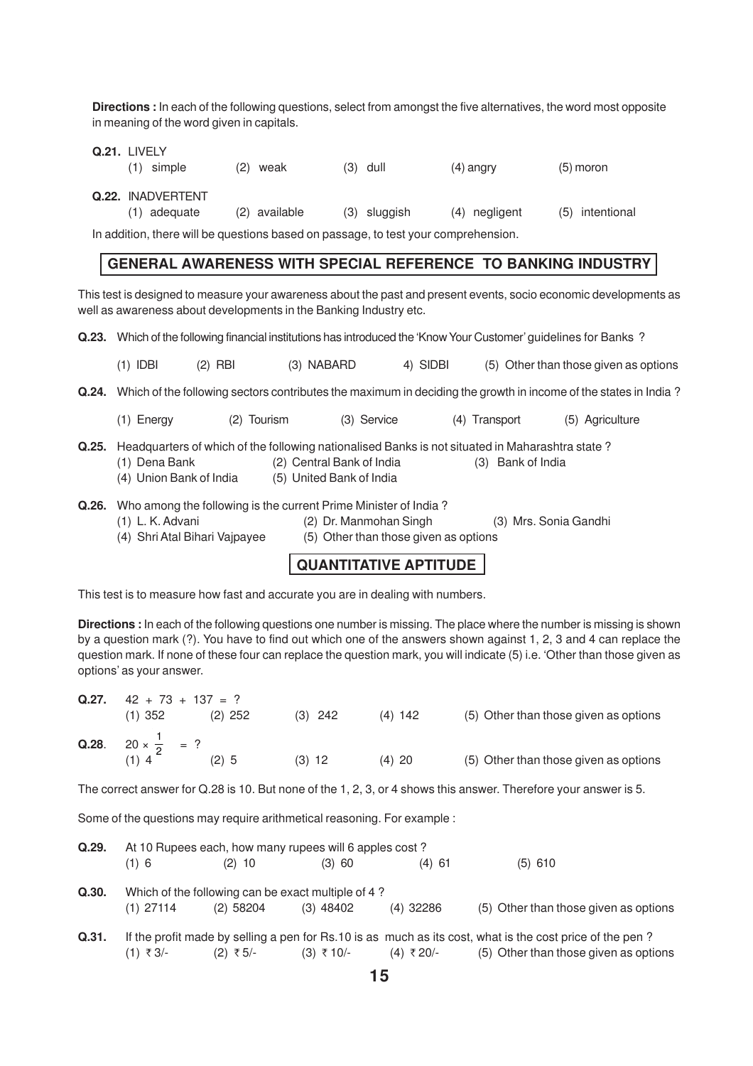**Directions :** In each of the following questions, select from amongst the five alternatives, the word most opposite in meaning of the word given in capitals.

**Q.21.** LIVELY

(1) simple (2) weak (3) dull (4) angry (5) moron

**Q.22.** INADVERTENT

(1) adequate (2) available (3) sluggish (4) negligent (5) intentional

In addition, there will be questions based on passage, to test your comprehension.

## GENERAL AWARENESS WITH SPECIAL REFERENCE TO BANKING INDUSTRY

This test is designed to measure your awareness about the past and present events, socio economic developments as well as awareness about developments in the Banking Industry etc.

**Q.23.** Which of the following financial institutions has introduced the 'Know Your Customer' guidelines for Banks ?

(1) IDBI (2) RBI (3) NABARD 4) SIDBI (5) Other than those given as options

**Q.24.** Which of the following sectors contributes the maximum in deciding the growth in income of the states in India ?

(1) Energy (2) Tourism (3) Service (4) Transport (5) Agriculture

**Q.25.** Headquarters of which of the following nationalised Banks is not situated in Maharashtra state ?

(1) Dena Bank (2) Central Bank of India (3) Bank of India
(4) Union Bank of India (5) United Bank of India

**Q.26.** Who among the following is the current Prime Minister of India ?

(1) L. K. Advani (2) Dr. Manmohan Singh (3) Mrs. Sonia Gandhi
(4) Shri Atal Bihari Vajpayee (5) Other than those given as options

## QUANTITATIVE APTITUDE

This test is to measure how fast and accurate you are in dealing with numbers.

**Directions :** In each of the following questions one number is missing. The place where the number is missing is shown by a question mark (?). You have to find out which one of the answers shown against 1, 2, 3 and 4 can replace the question mark. If none of these four can replace the question mark, you will indicate (5) i.e. 'Other than those given as options' as your answer.

**Q.27.** $42 + 73 + 137 = ?$

(1) 352 (2) 252 (3) 242 (4) 142 (5) Other than those given as options

**Q.28**. $20 \times \frac{1}{2} = ?$

(1) 4 (2) 5 (3) 12 (4) 20 (5) Other than those given as options

The correct answer for Q.28 is 10. But none of the 1, 2, 3, or 4 shows this answer. Therefore your answer is 5.

Some of the questions may require arithmetical reasoning. For example :

**Q.29.** At 10 Rupees each, how many rupees will 6 apples cost ?

(1) 6 (2) 10 (3) 60 (4) 61 (5) 610

**Q.30.** Which of the following can be exact multiple of 4 ?

(1) 27114 (2) 58204 (3) 48402 (4) 32286 (5) Other than those given as options

**Q.31.** If the profit made by selling a pen for Rs.10 is as much as its cost, what is the cost price of the pen ?

(1) ₹ 3/- (2) ₹ 5/- (3) ₹ 10/- (4) ₹ 20/- (5) Other than those given as options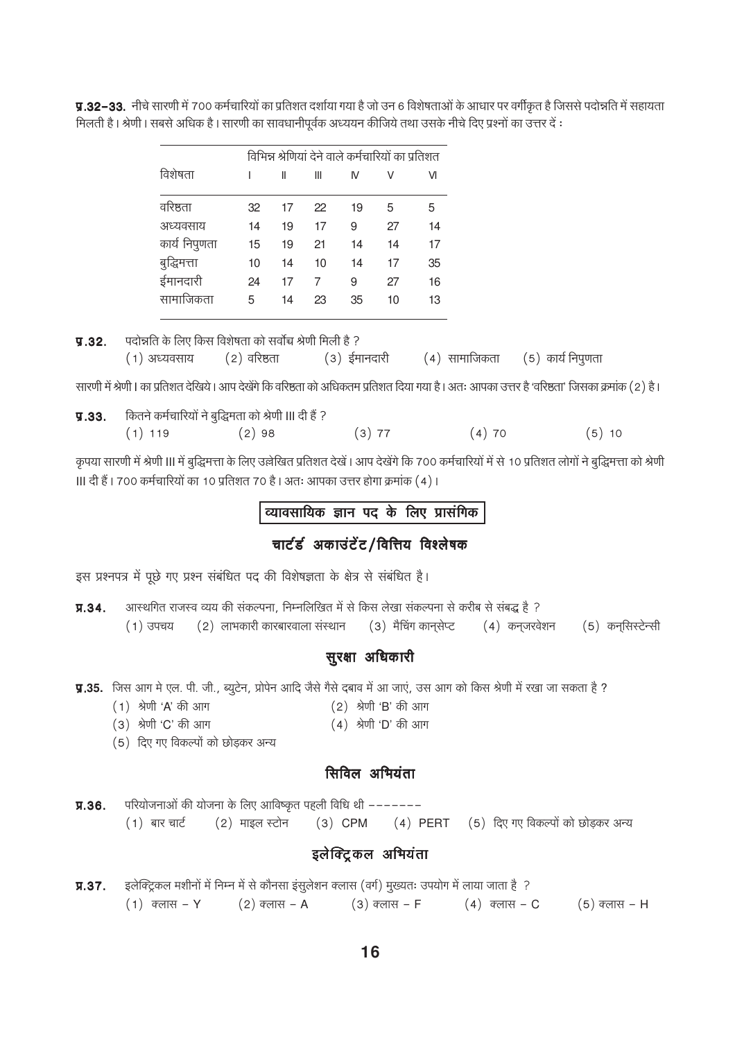**प्र.32–33.** नीचे सारणी में 700 कर्मचारियों का प्रतिशत दर्शाया गया है जो उन 6 विशेषताओं के आधार पर वर्गीकृत है जिससे पदोन्नति में सहायता मिलती है। श्रेणी I सबसे अधिक है। सारणी का सावधानीपूर्वक अध्ययन कीजिये तथा उसके नीचे दिए प्रश्नों का उत्तर दें :

| विशेषता | विभिन्न श्रेणियां देने वाले कर्मचारियों का प्रतिशत | | | | | |
|---|---|---|---|---|---|---|
| | I | II | III | IV | V | VI |
| वरिष्ठता | 32 | 17 | 22 | 19 | 5 | 5 |
| अध्यवसाय | 14 | 19 | 17 | 9 | 27 | 14 |
| कार्य निपुणता | 15 | 19 | 21 | 14 | 14 | 17 |
| बुद्धिमत्ता | 10 | 14 | 10 | 14 | 17 | 35 |
| ईमानदारी | 24 | 17 | 7 | 9 | 27 | 16 |
| सामाजिकता | 5 | 14 | 23 | 35 | 10 | 13 |

**प्र.32.** पदोन्नति के लिए किस विशेषता को सर्वोच्च श्रेणी मिली है ?

(1) अध्यवसाय (2) वरिष्ठता (3) ईमानदारी (4) सामाजिकता (5) कार्य निपुणता

सारणी में श्रेणी I का प्रतिशत देखिये। आप देखेंगे कि वरिष्ठता को अधिकतम प्रतिशत दिया गया है। अतः आपका उत्तर है 'वरिष्ठता' जिसका क्रमांक (2) है।

**प्र.33.** कितने कर्मचारियों ने बुद्धिमता को श्रेणी III दी हैं ?

(1) 119 (2) 98 (3) 77 (4) 70 (5) 10

कृपया सारणी में श्रेणी III में बुद्धिमत्ता के लिए उल्लेखित प्रतिशत देखें। आप देखेंगे कि 700 कर्मचारियों में से 10 प्रतिशत लोगों ने बुद्धिमत्ता को श्रेणी III दी हैं। 700 कर्मचारियों का 10 प्रतिशत 70 है। अतः आपका उत्तर होगा क्रमांक (4)।

## व्यावसायिक ज्ञान पद के लिए प्रासंगिक

### चार्टर्ड अकाउंटेंट/वित्तिय विश्लेषक

इस प्रश्नपत्र में पूछे गए प्रश्न संबंधित पद की विशेषज्ञता के क्षेत्र से संबंधित है।

**प्र.34.** आस्थगित राजस्व व्यय की संकल्पना, निम्नलिखित में से किस लेखा संकल्पना से करीब से संबद्ध है ?

(1) उपचय (2) लाभकारी कारबारवाला संस्थान (3) मैचिंग कान्सेप्ट (4) कन्ज़रवेशन (5) कन्सिस्टेन्सी

### सुरक्षा अधिकारी

**प्र.35.** जिस आग मे एल. पी. जी., ब्युटेन, प्रोपेन आदि जैसे गैसे दबाव में आ जाएं, उस आग को किस श्रेणी में रखा जा सकता है ?

(1) श्रेणी 'A' की आग
(2) श्रेणी 'B' की आग
(3) श्रेणी 'C' की आग
(4) श्रेणी 'D' की आग
(5) दिए गए विकल्पों को छोड़कर अन्य

### सिविल अभियंता

**प्र.36.** परियोजनाओं की योजना के लिए आविष्कृत पहली विधि थी -------

(1) बार चार्ट (2) माइल स्टोन (3) CPM (4) PERT (5) दिए गए विकल्पों को छोड़कर अन्य

### इलेक्ट्रिकल अभियंता

**प्र.37.** इलेक्ट्रिकल मशीनों में निम्न में से कौनसा इंसुलेशन क्लास (वर्ग) मुख्यतः उपयोग में लाया जाता है ?

(1) क्लास – Y (2) क्लास – A (3) क्लास – F (4) क्लास – C (5) क्लास – H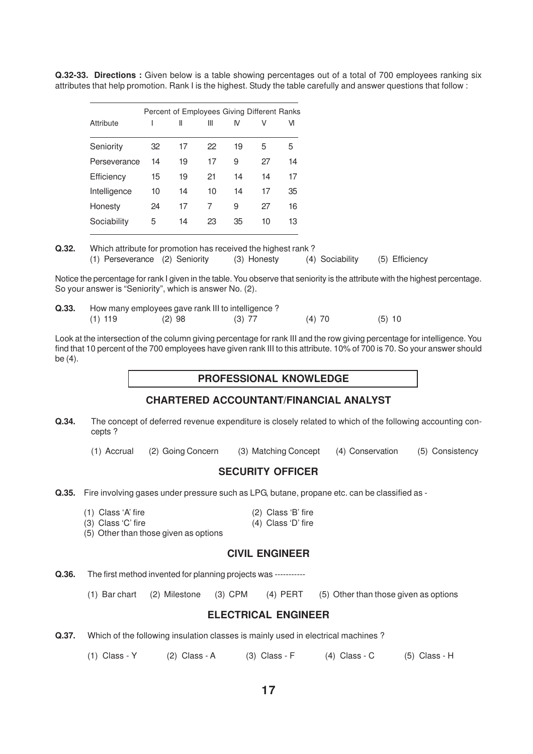**Q.32-33. Directions :** Given below is a table showing percentages out of a total of 700 employees ranking six attributes that help promotion. Rank I is the highest. Study the table carefully and answer questions that follow :

| | Percent of Employees Giving Different Ranks | | | | | |
|---|---|---|---|---|---|---|
| Attribute | I | II | III | IV | V | VI |
| Seniority | 32 | 17 | 22 | 19 | 5 | 5 |
| Perseverance | 14 | 19 | 17 | 9 | 27 | 14 |
| Efficiency | 15 | 19 | 21 | 14 | 14 | 17 |
| Intelligence | 10 | 14 | 10 | 14 | 17 | 35 |
| Honesty | 24 | 17 | 7 | 9 | 27 | 16 |
| Sociability | 5 | 14 | 23 | 35 | 10 | 13 |

**Q.32.** Which attribute for promotion has received the highest rank ?

(1) Perseverance (2) Seniority (3) Honesty (4) Sociability (5) Efficiency

Notice the percentage for rank I given in the table. You observe that seniority is the attribute with the highest percentage. So your answer is "Seniority", which is answer No. (2).

**Q.33.** How many employees gave rank III to intelligence ?

(1) 119 (2) 98 (3) 77 (4) 70 (5) 10

Look at the intersection of the column giving percentage for rank III and the row giving percentage for intelligence. You find that 10 percent of the 700 employees have given rank III to this attribute. 10% of 700 is 70. So your answer should be (4).

## PROFESSIONAL KNOWLEDGE

### CHARTERED ACCOUNTANT/FINANCIAL ANALYST

**Q.34.** The concept of deferred revenue expenditure is closely related to which of the following accounting concepts ?

(1) Accrual (2) Going Concern (3) Matching Concept (4) Conservation (5) Consistency

### SECURITY OFFICER

**Q.35.** Fire involving gases under pressure such as LPG, butane, propane etc. can be classified as -

(1) Class 'A' fire
(2) Class 'B' fire
(3) Class 'C' fire
(4) Class 'D' fire
(5) Other than those given as options

### CIVIL ENGINEER

**Q.36.** The first method invented for planning projects was -----------

(1) Bar chart (2) Milestone (3) CPM (4) PERT (5) Other than those given as options

### ELECTRICAL ENGINEER

**Q.37.** Which of the following insulation classes is mainly used in electrical machines ?

(1) Class - Y (2) Class - A (3) Class - F (4) Class - C (5) Class - H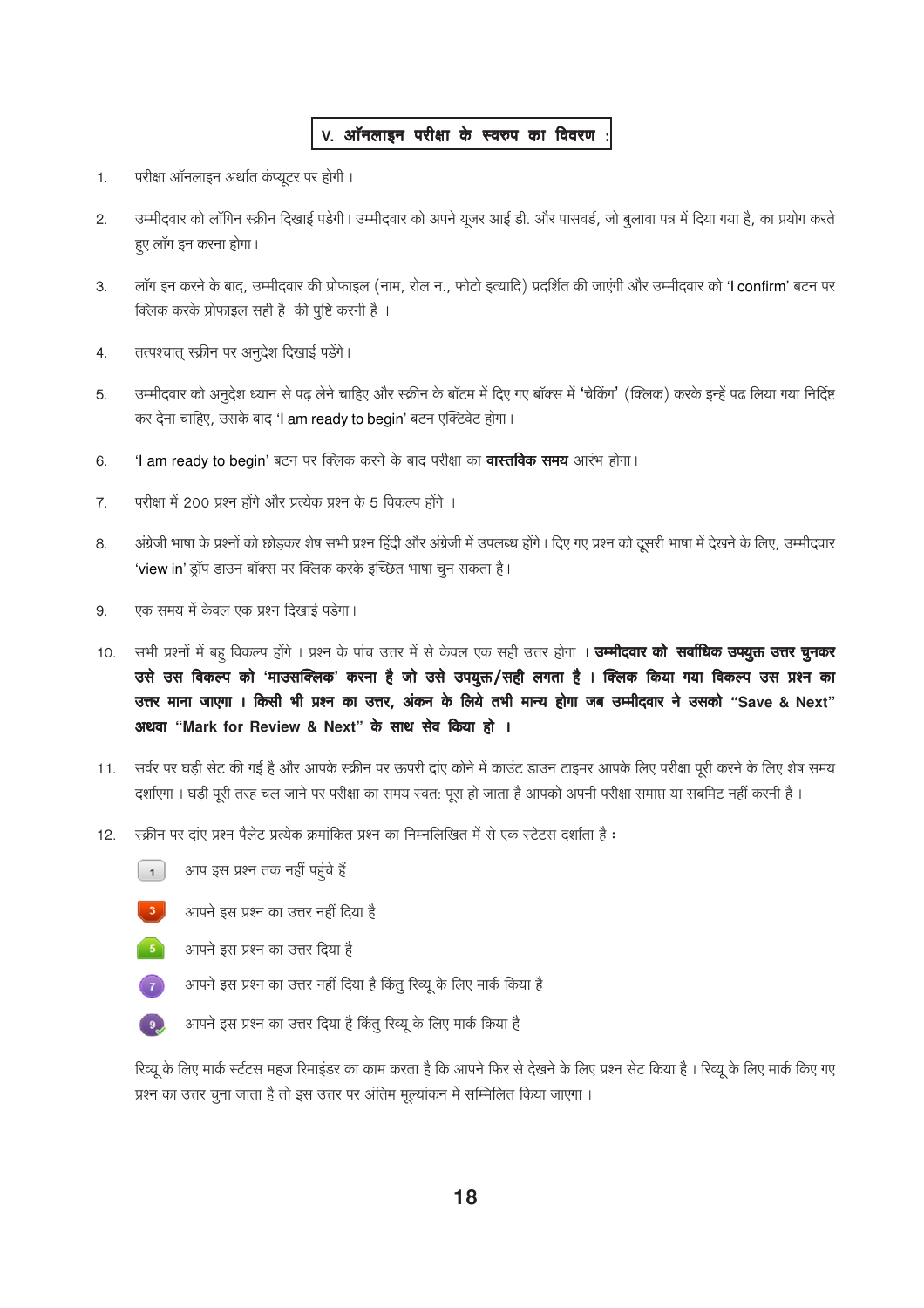## V. ऑनलाइन परीक्षा के स्वरुप का विवरण :

1. परीक्षा ऑनलाइन अर्थात कंप्यूटर पर होगी ।
2. उम्मीदवार को लॉगिन स्क्रीन दिखाई पडेगी। उम्मीदवार को अपने यूज़र आई डी. और पासवर्ड, जो बुलावा पत्र में दिया गया है, का प्रयोग करते हुए लॉग इन करना होगा।
3. लॉग इन करने के बाद, उम्मीदवार की प्रोफाइल (नाम, रोल न., फोटो इत्यादि) प्रदर्शित की जाएंगी और उम्मीदवार को 'I confirm' बटन पर क्लिक करके प्रोफाइल सही है की पुष्टि करनी है ।
4. तत्पश्चात् स्क्रीन पर अनुदेश दिखाई पडेंगे।
5. उम्मीदवार को अनुदेश ध्यान से पढ़ लेने चाहिए और स्क्रीन के बॉटम में दिए गए बॉक्स में 'चेकिंग' (क्लिक) करके इन्हें पढ लिया गया निर्दिष्ट कर देना चाहिए, उसके बाद 'I am ready to begin' बटन एक्टिवेट होगा।
6. 'I am ready to begin' बटन पर क्लिक करने के बाद परीक्षा का **वास्तविक समय** आरंभ होगा।
7. परीक्षा में 200 प्रश्न होंगे और प्रत्येक प्रश्न के 5 विकल्प होंगे ।
8. अंग्रेजी भाषा के प्रश्नों को छोड़कर शेष सभी प्रश्न हिंदी और अंग्रेजी में उपलब्ध होंगे। दिए गए प्रश्न को दूसरी भाषा में देखने के लिए, उम्मीदवार 'view in' ड्रॉप डाउन बॉक्स पर क्लिक करके इच्छित भाषा चुन सकता है।
9. एक समय में केवल एक प्रश्न दिखाई पडेगा।
10. सभी प्रश्नों में बहु विकल्प होंगे । प्रश्न के पांच उत्तर में से केवल एक सही उत्तर होगा । **उम्मीदवार को सर्वाधिक उपयुक्त उत्तर चुनकर उसे उस विकल्प को 'माउसक्लिक' करना है जो उसे उपयुक्त/सही लगता है । क्लिक किया गया विकल्प उस प्रश्न का उत्तर माना जाएगा । किसी भी प्रश्न का उत्तर, अंकन के लिये तभी मान्य होगा जब उम्मीदवार ने उसको "Save & Next" अथवा "Mark for Review & Next" के साथ सेव किया हो ।**
11. सर्वर पर घड़ी सेट की गई है और आपके स्क्रीन पर ऊपरी दांए कोने में काउंट डाउन टाइमर आपके लिए परीक्षा पूरी करने के लिए शेष समय दर्शाएगा। घड़ी पूरी तरह चल जाने पर परीक्षा का समय स्वत: पूरा हो जाता है आपको अपनी परीक्षा समाप्त या सबमिट नहीं करनी है।
12. स्क्रीन पर दांए प्रश्न पैलेट प्रत्येक क्रमांकित प्रश्न का निम्नलिखित में से एक स्टेटस दर्शाता है :

    - 1 — आप इस प्रश्न तक नहीं पहुंचे हैं
    - 3 — आपने इस प्रश्न का उत्तर नहीं दिया है
    - 5 — आपने इस प्रश्न का उत्तर दिया है
    - 7 — आपने इस प्रश्न का उत्तर नहीं दिया है किंतु रिव्यू के लिए मार्क किया है
    - 9 — आपने इस प्रश्न का उत्तर दिया है किंतु रिव्यू के लिए मार्क किया है

    रिव्यू के लिए मार्क स्टेटस महज रिमाइंडर का काम करता है कि आपने फिर से देखने के लिए प्रश्न सेट किया है । रिव्यू के लिए मार्क किए गए प्रश्न का उत्तर चुना जाता है तो इस उत्तर पर अंतिम मूल्यांकन में सम्मिलित किया जाएगा ।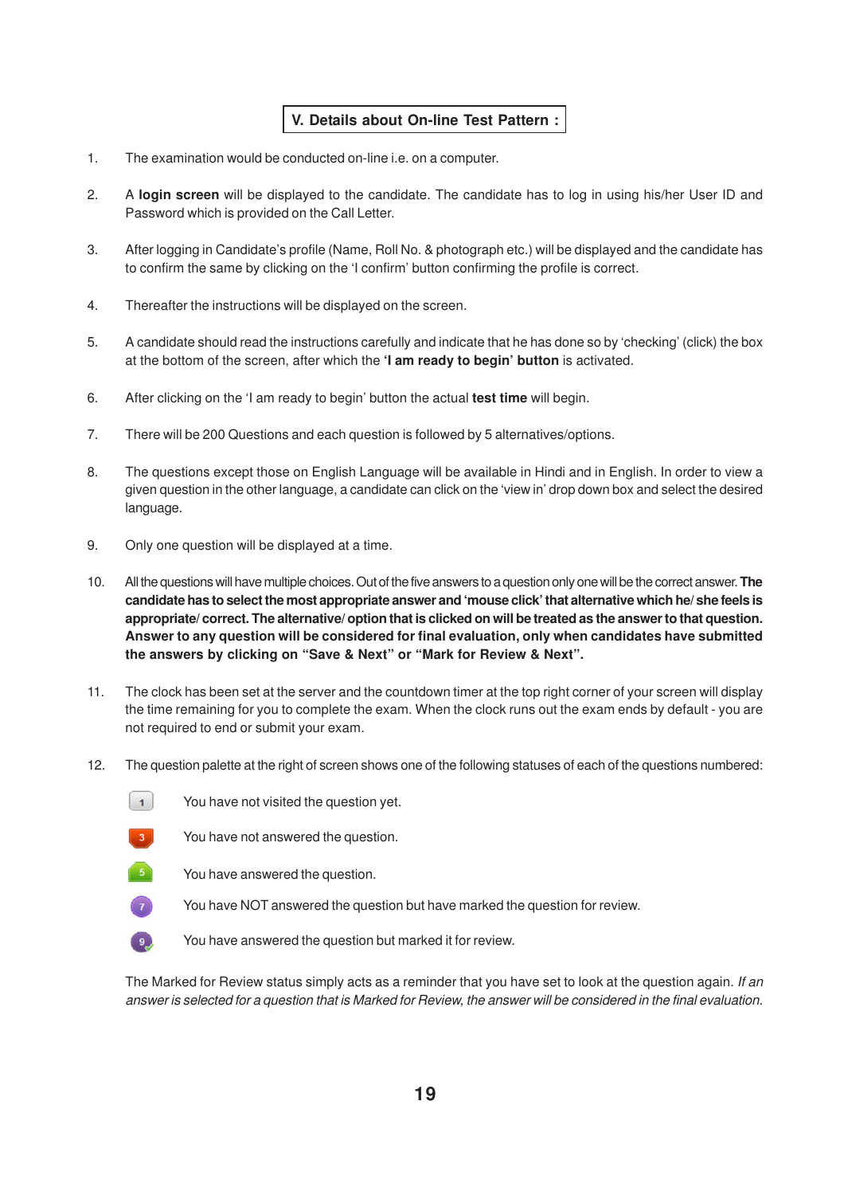## V. Details about On-line Test Pattern :

1. The examination would be conducted on-line i.e. on a computer.

2. A **login screen** will be displayed to the candidate. The candidate has to log in using his/her User ID and Password which is provided on the Call Letter.

3. After logging in Candidate's profile (Name, Roll No. & photograph etc.) will be displayed and the candidate has to confirm the same by clicking on the 'I confirm' button confirming the profile is correct.

4. Thereafter the instructions will be displayed on the screen.

5. A candidate should read the instructions carefully and indicate that he has done so by 'checking' (click) the box at the bottom of the screen, after which the **'I am ready to begin' button** is activated.

6. After clicking on the 'I am ready to begin' button the actual **test time** will begin.

7. There will be 200 Questions and each question is followed by 5 alternatives/options.

8. The questions except those on English Language will be available in Hindi and in English. In order to view a given question in the other language, a candidate can click on the 'view in' drop down box and select the desired language.

9. Only one question will be displayed at a time.

10. All the questions will have multiple choices. Out of the five answers to a question only one will be the correct answer. **The candidate has to select the most appropriate answer and 'mouse click' that alternative which he/ she feels is appropriate/ correct. The alternative/ option that is clicked on will be treated as the answer to that question. Answer to any question will be considered for final evaluation, only when candidates have submitted the answers by clicking on "Save & Next" or "Mark for Review & Next".**

11. The clock has been set at the server and the countdown timer at the top right corner of your screen will display the time remaining for you to complete the exam. When the clock runs out the exam ends by default - you are not required to end or submit your exam.

12. The question palette at the right of screen shows one of the following statuses of each of the questions numbered:

    - 1 — You have not visited the question yet.
    - 3 — You have not answered the question.
    - 5 — You have answered the question.
    - 7 — You have NOT answered the question but have marked the question for review.
    - 9 — You have answered the question but marked it for review.

    The Marked for Review status simply acts as a reminder that you have set to look at the question again. *If an answer is selected for a question that is Marked for Review, the answer will be considered in the final evaluation.*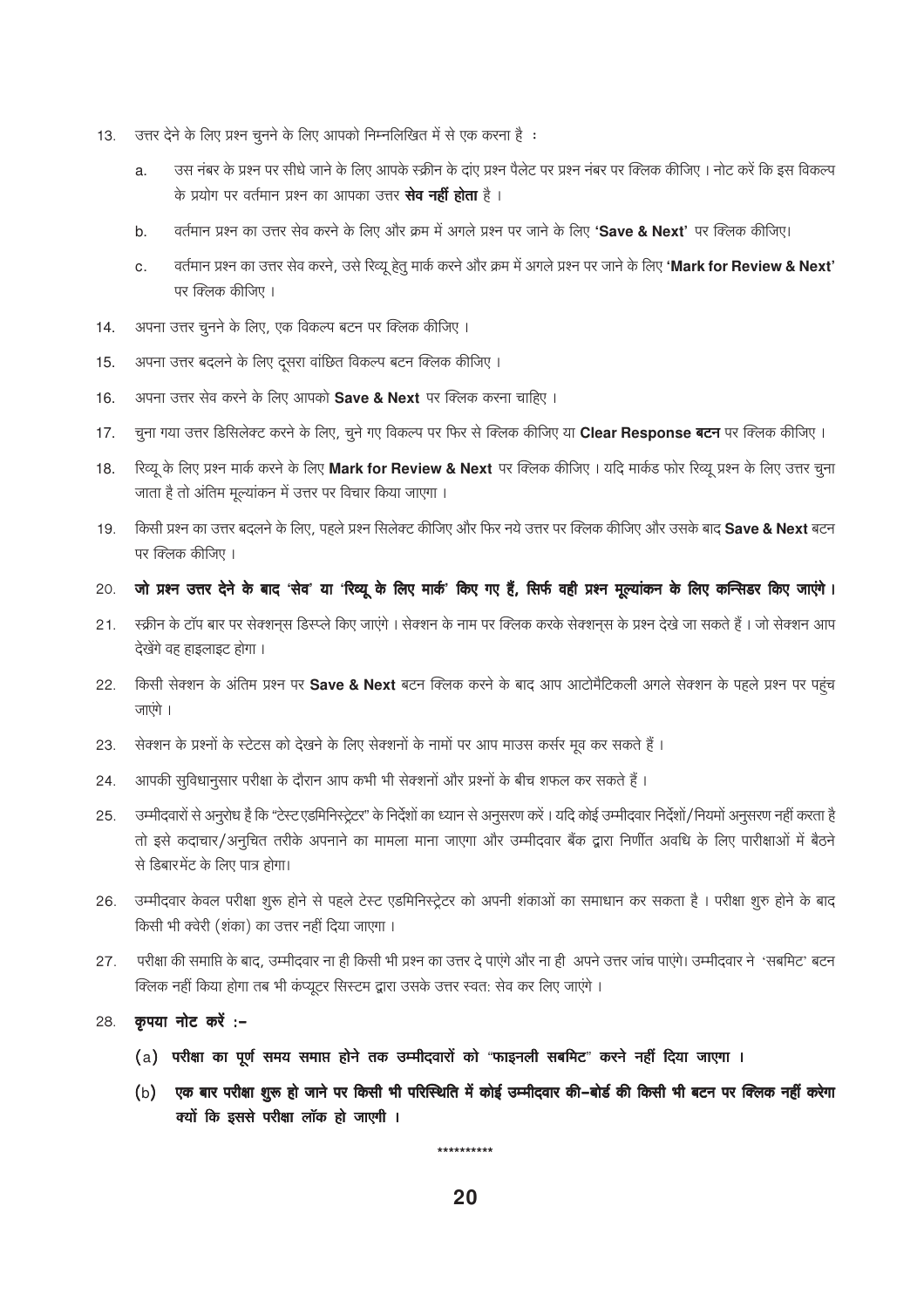13. उत्तर देने के लिए प्रश्न चुनने के लिए आपको निम्नलिखित में से एक करना है :

    a. उस नंबर के प्रश्न पर सीधे जाने के लिए आपके स्क्रीन के दांए प्रश्न पैलेट पर प्रश्न नंबर पर क्लिक कीजिए । नोट करें कि इस विकल्प के प्रयोग पर वर्तमान प्रश्न का आपका उत्तर **सेव नहीं होता** है ।

    b. वर्तमान प्रश्न का उत्तर सेव करने के लिए और क्रम में अगले प्रश्न पर जाने के लिए **'Save & Next'** पर क्लिक कीजिए।

    c. वर्तमान प्रश्न का उत्तर सेव करने, उसे रिव्यू हेतु मार्क करने और क्रम में अगले प्रश्न पर जाने के लिए **'Mark for Review & Next'** पर क्लिक कीजिए ।

14. अपना उत्तर चुनने के लिए, एक विकल्प बटन पर क्लिक कीजिए ।

15. अपना उत्तर बदलने के लिए दूसरा वांछित विकल्प बटन क्लिक कीजिए ।

16. अपना उत्तर सेव करने के लिए आपको **Save & Next** पर क्लिक करना चाहिए ।

17. चुना गया उत्तर डिसिलेक्ट करने के लिए, चुने गए विकल्प पर फिर से क्लिक कीजिए या **Clear Response बटन** पर क्लिक कीजिए ।

18. रिव्यू के लिए प्रश्न मार्क करने के लिए **Mark for Review & Next** पर क्लिक कीजिए । यदि मार्कड फोर रिव्यू प्रश्न के लिए उत्तर चुना जाता है तो अंतिम मूल्यांकन में उत्तर पर विचार किया जाएगा ।

19. किसी प्रश्न का उत्तर बदलने के लिए, पहले प्रश्न सिलेक्ट कीजिए और फिर नये उत्तर पर क्लिक कीजिए और उसके बाद **Save & Next** बटन पर क्लिक कीजिए ।

20. **जो प्रश्न उत्तर देने के बाद 'सेव' या 'रिव्यू के लिए मार्क' किए गए हैं, सिर्फ वही प्रश्न मूल्यांकन के लिए कन्सिडर किए जाएंगे ।**

21. स्क्रीन के टॉप बार पर सेक्शन्स डिस्प्ले किए जाएंगे । सेक्शन के नाम पर क्लिक करके सेक्शन्स के प्रश्न देखे जा सकते हैं । जो सेक्शन आप देखेंगे वह हाइलाइट होगा ।

22. किसी सेक्शन के अंतिम प्रश्न पर **Save & Next** बटन क्लिक करने के बाद आप आटोमैटिकली अगले सेक्शन के पहले प्रश्न पर पहुंच जाएंगे ।

23. सेक्शन के प्रश्नों के स्टेटस को देखने के लिए सेक्शनों के नामों पर आप माउस कर्सर मूव कर सकते हैं ।

24. आपकी सुविधानुसार परीक्षा के दौरान आप कभी भी सेक्शनों और प्रश्नों के बीच शफल कर सकते हैं ।

25. उम्मीदवारों से अनुरोध है कि "टेस्ट एडमिनिस्ट्रेटर" के निर्देशों का ध्यान से अनुसरण करें । यदि कोई उम्मीदवार निर्देशों/नियमों अनुसरण नहीं करता है तो इसे कदाचार/अनुचित तरीके अपनाने का मामला माना जाएगा और उम्मीदवार बैंक द्वारा निर्णीत अवधि के लिए पारीक्षाओं में बैठने से डिबारमेंट के लिए पात्र होगा।

26. उम्मीदवार केवल परीक्षा शुरू होने से पहले टेस्ट एडमिनिस्ट्रेटर को अपनी शंकाओं का समाधान कर सकता है । परीक्षा शुरु होने के बाद किसी भी क्वेरी (शंका) का उत्तर नहीं दिया जाएगा ।

27. परीक्षा की समाप्ति के बाद, उम्मीदवार ना ही किसी भी प्रश्न का उत्तर दे पाएंगे और ना ही अपने उत्तर जांच पाएंगे। उम्मीदवार ने 'सबमिट' बटन क्लिक नहीं किया होगा तब भी कंप्यूटर सिस्टम द्वारा उसके उत्तर स्वत: सेव कर लिए जाएंगे ।

28. **कृपया नोट करें :-**

    (a) **परीक्षा का पूर्ण समय समाप्त होने तक उम्मीदवारों को "फाइनली सबमिट" करने नहीं दिया जाएगा ।**

    (b) **एक बार परीक्षा शुरू हो जाने पर किसी भी परिस्थिति में कोई उम्मीदवार की-बोर्ड की किसी भी बटन पर क्लिक नहीं करेगा क्यों कि इससे परीक्षा लॉक हो जाएगी ।**

**********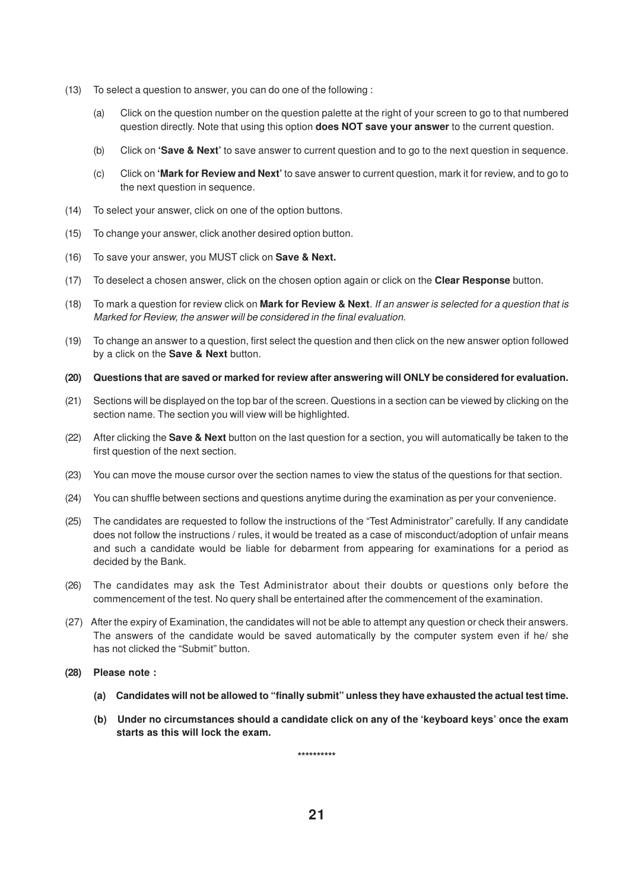(13) To select a question to answer, you can do one of the following :

   (a) Click on the question number on the question palette at the right of your screen to go to that numbered question directly. Note that using this option **does NOT save your answer** to the current question.

   (b) Click on **'Save & Next'** to save answer to current question and to go to the next question in sequence.

   (c) Click on **'Mark for Review and Next'** to save answer to current question, mark it for review, and to go to the next question in sequence.

(14) To select your answer, click on one of the option buttons.

(15) To change your answer, click another desired option button.

(16) To save your answer, you MUST click on **Save & Next.**

(17) To deselect a chosen answer, click on the chosen option again or click on the **Clear Response** button.

(18) To mark a question for review click on **Mark for Review & Next**. *If an answer is selected for a question that is Marked for Review, the answer will be considered in the final evaluation.*

(19) To change an answer to a question, first select the question and then click on the new answer option followed by a click on the **Save & Next** button.

**(20) Questions that are saved or marked for review after answering will ONLY be considered for evaluation.**

(21) Sections will be displayed on the top bar of the screen. Questions in a section can be viewed by clicking on the section name. The section you will view will be highlighted.

(22) After clicking the **Save & Next** button on the last question for a section, you will automatically be taken to the first question of the next section.

(23) You can move the mouse cursor over the section names to view the status of the questions for that section.

(24) You can shuffle between sections and questions anytime during the examination as per your convenience.

(25) The candidates are requested to follow the instructions of the "Test Administrator" carefully. If any candidate does not follow the instructions / rules, it would be treated as a case of misconduct/adoption of unfair means and such a candidate would be liable for debarment from appearing for examinations for a period as decided by the Bank.

(26) The candidates may ask the Test Administrator about their doubts or questions only before the commencement of the test. No query shall be entertained after the commencement of the examination.

(27) After the expiry of Examination, the candidates will not be able to attempt any question or check their answers. The answers of the candidate would be saved automatically by the computer system even if he/ she has not clicked the "Submit" button.

**(28) Please note :**

   **(a) Candidates will not be allowed to "finally submit" unless they have exhausted the actual test time.**

   **(b) Under no circumstances should a candidate click on any of the 'keyboard keys' once the exam starts as this will lock the exam.**

**********